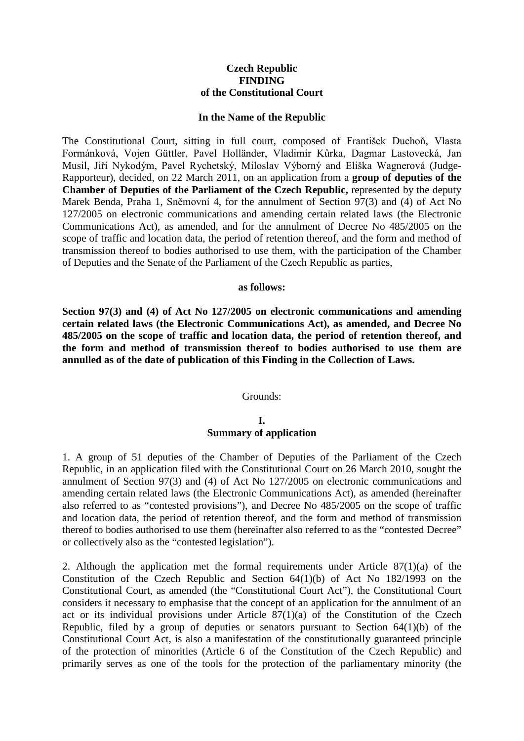**Czech Republic**
**FINDING**
**of the Constitutional Court**

**In the Name of the Republic**

The Constitutional Court, sitting in full court, composed of František Duchoň, Vlasta Formánková, Vojen Güttler, Pavel Holländer, Vladimír Kůrka, Dagmar Lastovecká, Jan Musil, Jiří Nykodým, Pavel Rychetský, Miloslav Výborný and Eliška Wagnerová (Judge-Rapporteur), decided, on 22 March 2011, on an application from a **group of deputies of the Chamber of Deputies of the Parliament of the Czech Republic,** represented by the deputy Marek Benda, Praha 1, Sněmovní 4, for the annulment of Section 97(3) and (4) of Act No 127/2005 on electronic communications and amending certain related laws (the Electronic Communications Act), as amended, and for the annulment of Decree No 485/2005 on the scope of traffic and location data, the period of retention thereof, and the form and method of transmission thereof to bodies authorised to use them, with the participation of the Chamber of Deputies and the Senate of the Parliament of the Czech Republic as parties,

**as follows:**

**Section 97(3) and (4) of Act No 127/2005 on electronic communications and amending certain related laws (the Electronic Communications Act), as amended, and Decree No 485/2005 on the scope of traffic and location data, the period of retention thereof, and the form and method of transmission thereof to bodies authorised to use them are annulled as of the date of publication of this Finding in the Collection of Laws.**

Grounds:

**I.**
**Summary of application**

1. A group of 51 deputies of the Chamber of Deputies of the Parliament of the Czech Republic, in an application filed with the Constitutional Court on 26 March 2010, sought the annulment of Section 97(3) and (4) of Act No 127/2005 on electronic communications and amending certain related laws (the Electronic Communications Act), as amended (hereinafter also referred to as "contested provisions"), and Decree No 485/2005 on the scope of traffic and location data, the period of retention thereof, and the form and method of transmission thereof to bodies authorised to use them (hereinafter also referred to as the "contested Decree" or collectively also as the "contested legislation").

2. Although the application met the formal requirements under Article 87(1)(a) of the Constitution of the Czech Republic and Section 64(1)(b) of Act No 182/1993 on the Constitutional Court, as amended (the "Constitutional Court Act"), the Constitutional Court considers it necessary to emphasise that the concept of an application for the annulment of an act or its individual provisions under Article 87(1)(a) of the Constitution of the Czech Republic, filed by a group of deputies or senators pursuant to Section 64(1)(b) of the Constitutional Court Act, is also a manifestation of the constitutionally guaranteed principle of the protection of minorities (Article 6 of the Constitution of the Czech Republic) and primarily serves as one of the tools for the protection of the parliamentary minority (the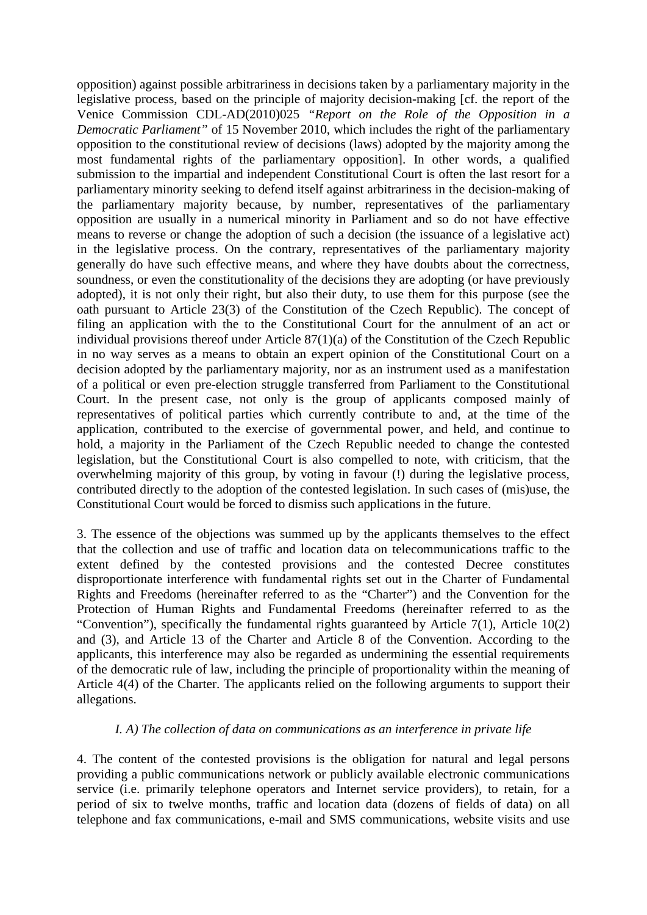opposition) against possible arbitrariness in decisions taken by a parliamentary majority in the legislative process, based on the principle of majority decision-making [cf. the report of the Venice Commission CDL-AD(2010)025 *"Report on the Role of the Opposition in a Democratic Parliament"* of 15 November 2010, which includes the right of the parliamentary opposition to the constitutional review of decisions (laws) adopted by the majority among the most fundamental rights of the parliamentary opposition]. In other words, a qualified submission to the impartial and independent Constitutional Court is often the last resort for a parliamentary minority seeking to defend itself against arbitrariness in the decision-making of the parliamentary majority because, by number, representatives of the parliamentary opposition are usually in a numerical minority in Parliament and so do not have effective means to reverse or change the adoption of such a decision (the issuance of a legislative act) in the legislative process. On the contrary, representatives of the parliamentary majority generally do have such effective means, and where they have doubts about the correctness, soundness, or even the constitutionality of the decisions they are adopting (or have previously adopted), it is not only their right, but also their duty, to use them for this purpose (see the oath pursuant to Article 23(3) of the Constitution of the Czech Republic). The concept of filing an application with the to the Constitutional Court for the annulment of an act or individual provisions thereof under Article 87(1)(a) of the Constitution of the Czech Republic in no way serves as a means to obtain an expert opinion of the Constitutional Court on a decision adopted by the parliamentary majority, nor as an instrument used as a manifestation of a political or even pre-election struggle transferred from Parliament to the Constitutional Court. In the present case, not only is the group of applicants composed mainly of representatives of political parties which currently contribute to and, at the time of the application, contributed to the exercise of governmental power, and held, and continue to hold, a majority in the Parliament of the Czech Republic needed to change the contested legislation, but the Constitutional Court is also compelled to note, with criticism, that the overwhelming majority of this group, by voting in favour (!) during the legislative process, contributed directly to the adoption of the contested legislation. In such cases of (mis)use, the Constitutional Court would be forced to dismiss such applications in the future.

3. The essence of the objections was summed up by the applicants themselves to the effect that the collection and use of traffic and location data on telecommunications traffic to the extent defined by the contested provisions and the contested Decree constitutes disproportionate interference with fundamental rights set out in the Charter of Fundamental Rights and Freedoms (hereinafter referred to as the "Charter") and the Convention for the Protection of Human Rights and Fundamental Freedoms (hereinafter referred to as the "Convention"), specifically the fundamental rights guaranteed by Article 7(1), Article 10(2) and (3), and Article 13 of the Charter and Article 8 of the Convention. According to the applicants, this interference may also be regarded as undermining the essential requirements of the democratic rule of law, including the principle of proportionality within the meaning of Article 4(4) of the Charter. The applicants relied on the following arguments to support their allegations.

*I. A) The collection of data on communications as an interference in private life*

4. The content of the contested provisions is the obligation for natural and legal persons providing a public communications network or publicly available electronic communications service (i.e. primarily telephone operators and Internet service providers), to retain, for a period of six to twelve months, traffic and location data (dozens of fields of data) on all telephone and fax communications, e-mail and SMS communications, website visits and use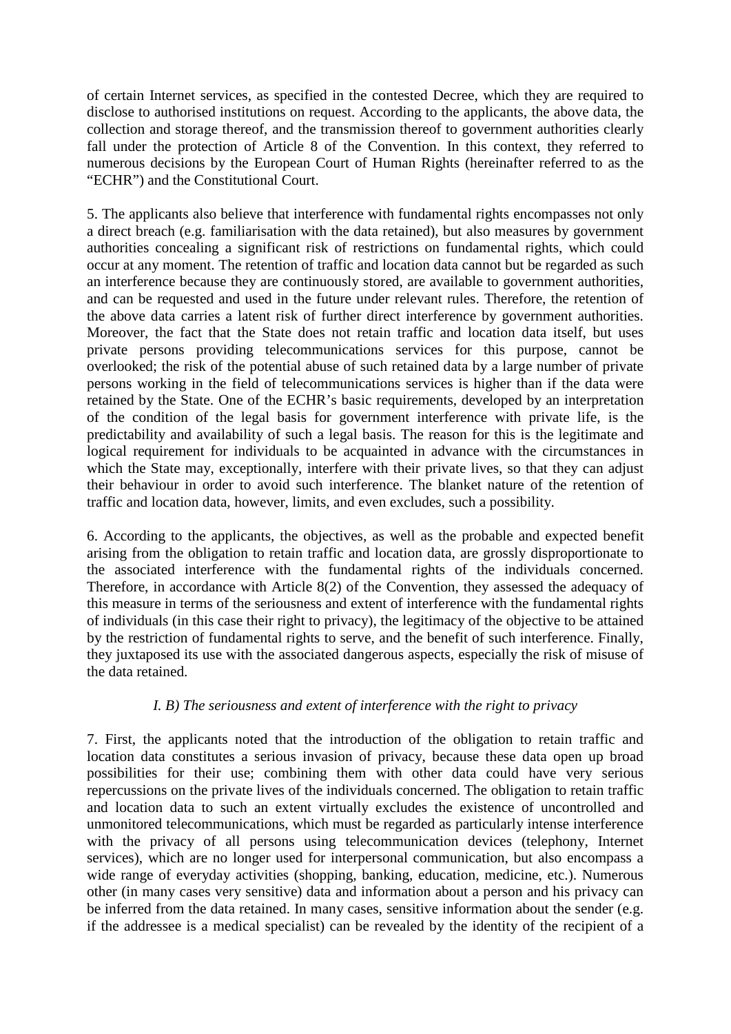of certain Internet services, as specified in the contested Decree, which they are required to disclose to authorised institutions on request. According to the applicants, the above data, the collection and storage thereof, and the transmission thereof to government authorities clearly fall under the protection of Article 8 of the Convention. In this context, they referred to numerous decisions by the European Court of Human Rights (hereinafter referred to as the "ECHR") and the Constitutional Court.

5. The applicants also believe that interference with fundamental rights encompasses not only a direct breach (e.g. familiarisation with the data retained), but also measures by government authorities concealing a significant risk of restrictions on fundamental rights, which could occur at any moment. The retention of traffic and location data cannot but be regarded as such an interference because they are continuously stored, are available to government authorities, and can be requested and used in the future under relevant rules. Therefore, the retention of the above data carries a latent risk of further direct interference by government authorities. Moreover, the fact that the State does not retain traffic and location data itself, but uses private persons providing telecommunications services for this purpose, cannot be overlooked; the risk of the potential abuse of such retained data by a large number of private persons working in the field of telecommunications services is higher than if the data were retained by the State. One of the ECHR's basic requirements, developed by an interpretation of the condition of the legal basis for government interference with private life, is the predictability and availability of such a legal basis. The reason for this is the legitimate and logical requirement for individuals to be acquainted in advance with the circumstances in which the State may, exceptionally, interfere with their private lives, so that they can adjust their behaviour in order to avoid such interference. The blanket nature of the retention of traffic and location data, however, limits, and even excludes, such a possibility.

6. According to the applicants, the objectives, as well as the probable and expected benefit arising from the obligation to retain traffic and location data, are grossly disproportionate to the associated interference with the fundamental rights of the individuals concerned. Therefore, in accordance with Article 8(2) of the Convention, they assessed the adequacy of this measure in terms of the seriousness and extent of interference with the fundamental rights of individuals (in this case their right to privacy), the legitimacy of the objective to be attained by the restriction of fundamental rights to serve, and the benefit of such interference. Finally, they juxtaposed its use with the associated dangerous aspects, especially the risk of misuse of the data retained.

*I. B) The seriousness and extent of interference with the right to privacy*

7. First, the applicants noted that the introduction of the obligation to retain traffic and location data constitutes a serious invasion of privacy, because these data open up broad possibilities for their use; combining them with other data could have very serious repercussions on the private lives of the individuals concerned. The obligation to retain traffic and location data to such an extent virtually excludes the existence of uncontrolled and unmonitored telecommunications, which must be regarded as particularly intense interference with the privacy of all persons using telecommunication devices (telephony, Internet services), which are no longer used for interpersonal communication, but also encompass a wide range of everyday activities (shopping, banking, education, medicine, etc.). Numerous other (in many cases very sensitive) data and information about a person and his privacy can be inferred from the data retained. In many cases, sensitive information about the sender (e.g. if the addressee is a medical specialist) can be revealed by the identity of the recipient of a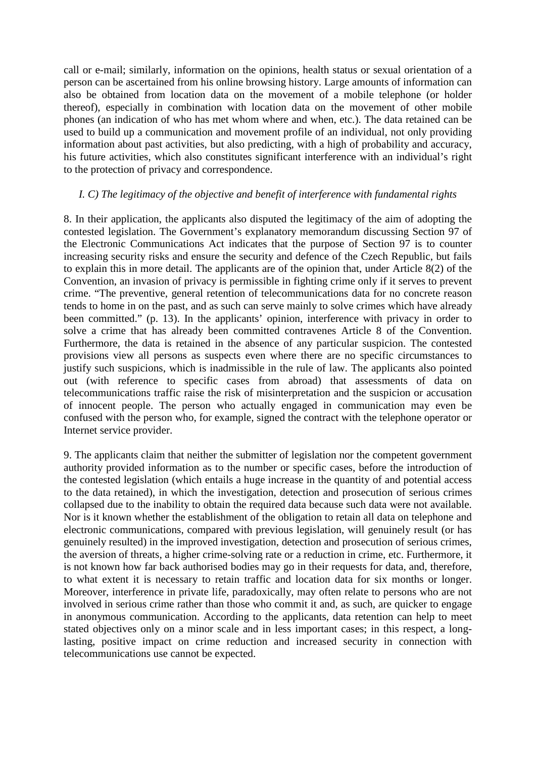call or e-mail; similarly, information on the opinions, health status or sexual orientation of a person can be ascertained from his online browsing history. Large amounts of information can also be obtained from location data on the movement of a mobile telephone (or holder thereof), especially in combination with location data on the movement of other mobile phones (an indication of who has met whom where and when, etc.). The data retained can be used to build up a communication and movement profile of an individual, not only providing information about past activities, but also predicting, with a high of probability and accuracy, his future activities, which also constitutes significant interference with an individual's right to the protection of privacy and correspondence.

*I. C) The legitimacy of the objective and benefit of interference with fundamental rights*

8. In their application, the applicants also disputed the legitimacy of the aim of adopting the contested legislation. The Government's explanatory memorandum discussing Section 97 of the Electronic Communications Act indicates that the purpose of Section 97 is to counter increasing security risks and ensure the security and defence of the Czech Republic, but fails to explain this in more detail. The applicants are of the opinion that, under Article 8(2) of the Convention, an invasion of privacy is permissible in fighting crime only if it serves to prevent crime. "The preventive, general retention of telecommunications data for no concrete reason tends to home in on the past, and as such can serve mainly to solve crimes which have already been committed." (p. 13). In the applicants' opinion, interference with privacy in order to solve a crime that has already been committed contravenes Article 8 of the Convention. Furthermore, the data is retained in the absence of any particular suspicion. The contested provisions view all persons as suspects even where there are no specific circumstances to justify such suspicions, which is inadmissible in the rule of law. The applicants also pointed out (with reference to specific cases from abroad) that assessments of data on telecommunications traffic raise the risk of misinterpretation and the suspicion or accusation of innocent people. The person who actually engaged in communication may even be confused with the person who, for example, signed the contract with the telephone operator or Internet service provider.

9. The applicants claim that neither the submitter of legislation nor the competent government authority provided information as to the number or specific cases, before the introduction of the contested legislation (which entails a huge increase in the quantity of and potential access to the data retained), in which the investigation, detection and prosecution of serious crimes collapsed due to the inability to obtain the required data because such data were not available. Nor is it known whether the establishment of the obligation to retain all data on telephone and electronic communications, compared with previous legislation, will genuinely result (or has genuinely resulted) in the improved investigation, detection and prosecution of serious crimes, the aversion of threats, a higher crime-solving rate or a reduction in crime, etc. Furthermore, it is not known how far back authorised bodies may go in their requests for data, and, therefore, to what extent it is necessary to retain traffic and location data for six months or longer. Moreover, interference in private life, paradoxically, may often relate to persons who are not involved in serious crime rather than those who commit it and, as such, are quicker to engage in anonymous communication. According to the applicants, data retention can help to meet stated objectives only on a minor scale and in less important cases; in this respect, a long-lasting, positive impact on crime reduction and increased security in connection with telecommunications use cannot be expected.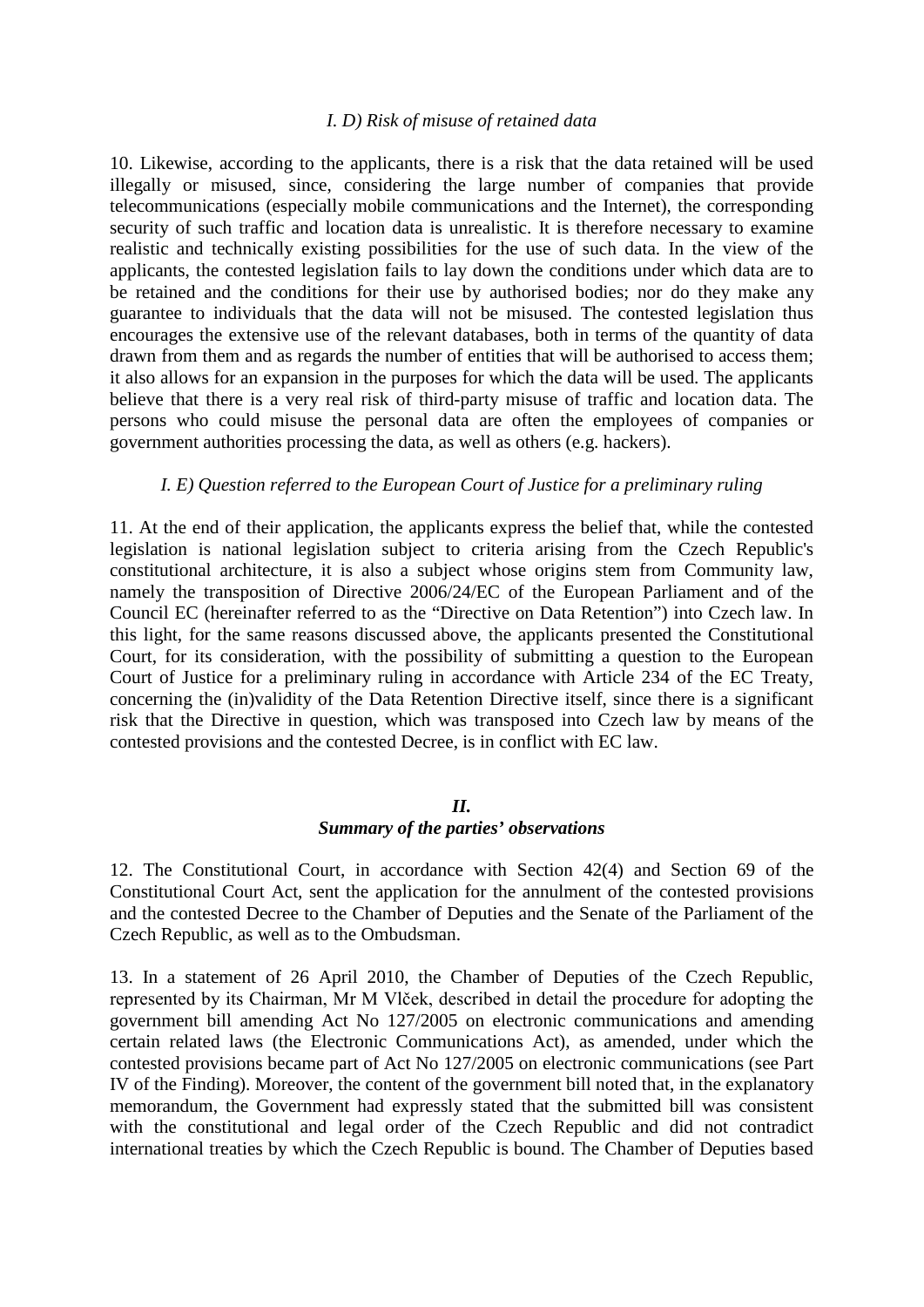*I. D) Risk of misuse of retained data*

10. Likewise, according to the applicants, there is a risk that the data retained will be used illegally or misused, since, considering the large number of companies that provide telecommunications (especially mobile communications and the Internet), the corresponding security of such traffic and location data is unrealistic. It is therefore necessary to examine realistic and technically existing possibilities for the use of such data. In the view of the applicants, the contested legislation fails to lay down the conditions under which data are to be retained and the conditions for their use by authorised bodies; nor do they make any guarantee to individuals that the data will not be misused. The contested legislation thus encourages the extensive use of the relevant databases, both in terms of the quantity of data drawn from them and as regards the number of entities that will be authorised to access them; it also allows for an expansion in the purposes for which the data will be used. The applicants believe that there is a very real risk of third-party misuse of traffic and location data. The persons who could misuse the personal data are often the employees of companies or government authorities processing the data, as well as others (e.g. hackers).

*I. E) Question referred to the European Court of Justice for a preliminary ruling*

11. At the end of their application, the applicants express the belief that, while the contested legislation is national legislation subject to criteria arising from the Czech Republic's constitutional architecture, it is also a subject whose origins stem from Community law, namely the transposition of Directive 2006/24/EC of the European Parliament and of the Council EC (hereinafter referred to as the "Directive on Data Retention") into Czech law. In this light, for the same reasons discussed above, the applicants presented the Constitutional Court, for its consideration, with the possibility of submitting a question to the European Court of Justice for a preliminary ruling in accordance with Article 234 of the EC Treaty, concerning the (in)validity of the Data Retention Directive itself, since there is a significant risk that the Directive in question, which was transposed into Czech law by means of the contested provisions and the contested Decree, is in conflict with EC law.

## *II.*
## *Summary of the parties' observations*

12. The Constitutional Court, in accordance with Section 42(4) and Section 69 of the Constitutional Court Act, sent the application for the annulment of the contested provisions and the contested Decree to the Chamber of Deputies and the Senate of the Parliament of the Czech Republic, as well as to the Ombudsman.

13. In a statement of 26 April 2010, the Chamber of Deputies of the Czech Republic, represented by its Chairman, Mr M Vlček, described in detail the procedure for adopting the government bill amending Act No 127/2005 on electronic communications and amending certain related laws (the Electronic Communications Act), as amended, under which the contested provisions became part of Act No 127/2005 on electronic communications (see Part IV of the Finding). Moreover, the content of the government bill noted that, in the explanatory memorandum, the Government had expressly stated that the submitted bill was consistent with the constitutional and legal order of the Czech Republic and did not contradict international treaties by which the Czech Republic is bound. The Chamber of Deputies based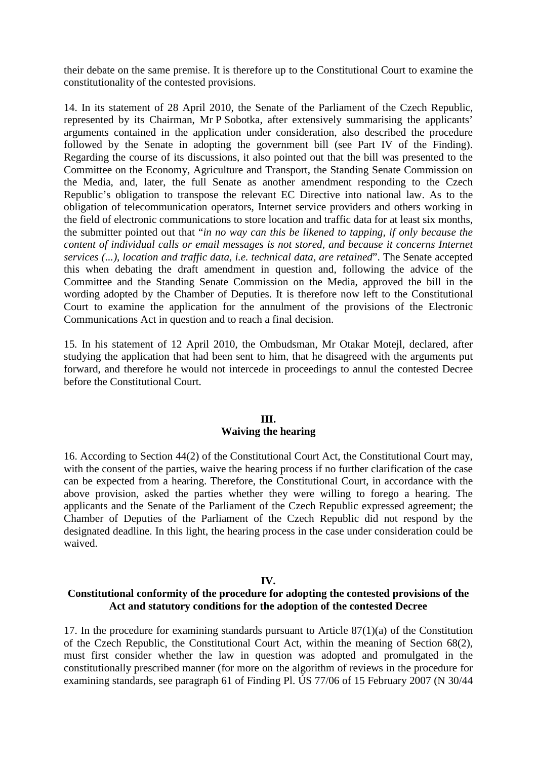their debate on the same premise. It is therefore up to the Constitutional Court to examine the constitutionality of the contested provisions.

14. In its statement of 28 April 2010, the Senate of the Parliament of the Czech Republic, represented by its Chairman, Mr P Sobotka, after extensively summarising the applicants' arguments contained in the application under consideration, also described the procedure followed by the Senate in adopting the government bill (see Part IV of the Finding). Regarding the course of its discussions, it also pointed out that the bill was presented to the Committee on the Economy, Agriculture and Transport, the Standing Senate Commission on the Media, and, later, the full Senate as another amendment responding to the Czech Republic's obligation to transpose the relevant EC Directive into national law. As to the obligation of telecommunication operators, Internet service providers and others working in the field of electronic communications to store location and traffic data for at least six months, the submitter pointed out that "*in no way can this be likened to tapping, if only because the content of individual calls or email messages is not stored, and because it concerns Internet services (...), location and traffic data, i.e. technical data, are retained*". The Senate accepted this when debating the draft amendment in question and, following the advice of the Committee and the Standing Senate Commission on the Media, approved the bill in the wording adopted by the Chamber of Deputies. It is therefore now left to the Constitutional Court to examine the application for the annulment of the provisions of the Electronic Communications Act in question and to reach a final decision.

15. In his statement of 12 April 2010, the Ombudsman, Mr Otakar Motejl, declared, after studying the application that had been sent to him, that he disagreed with the arguments put forward, and therefore he would not intercede in proceedings to annul the contested Decree before the Constitutional Court.

## III.
## Waiving the hearing

16. According to Section 44(2) of the Constitutional Court Act, the Constitutional Court may, with the consent of the parties, waive the hearing process if no further clarification of the case can be expected from a hearing. Therefore, the Constitutional Court, in accordance with the above provision, asked the parties whether they were willing to forego a hearing. The applicants and the Senate of the Parliament of the Czech Republic expressed agreement; the Chamber of Deputies of the Parliament of the Czech Republic did not respond by the designated deadline. In this light, the hearing process in the case under consideration could be waived.

## IV.
## Constitutional conformity of the procedure for adopting the contested provisions of the Act and statutory conditions for the adoption of the contested Decree

17. In the procedure for examining standards pursuant to Article 87(1)(a) of the Constitution of the Czech Republic, the Constitutional Court Act, within the meaning of Section 68(2), must first consider whether the law in question was adopted and promulgated in the constitutionally prescribed manner (for more on the algorithm of reviews in the procedure for examining standards, see paragraph 61 of Finding Pl. ÚS 77/06 of 15 February 2007 (N 30/44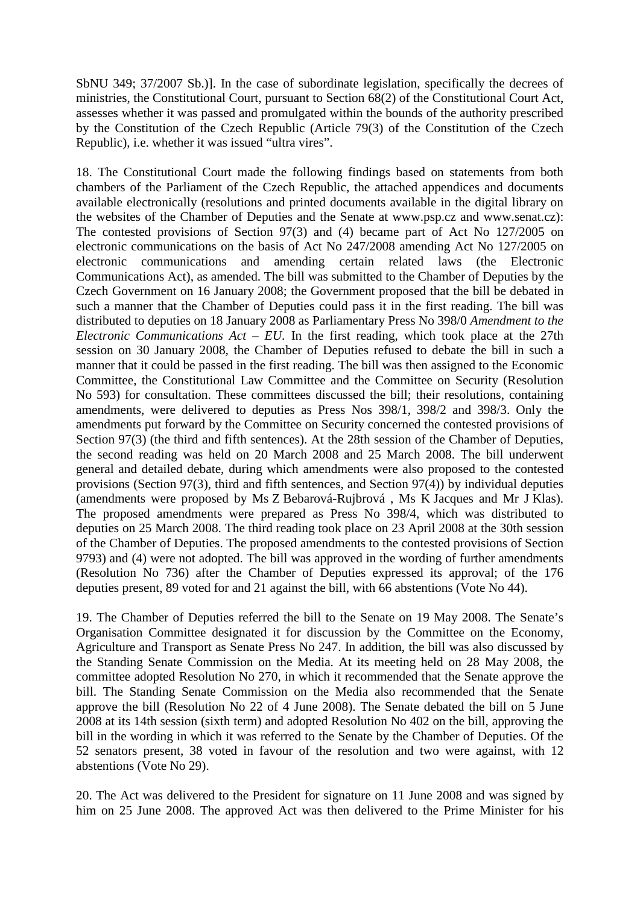SbNU 349; 37/2007 Sb.)]. In the case of subordinate legislation, specifically the decrees of ministries, the Constitutional Court, pursuant to Section 68(2) of the Constitutional Court Act, assesses whether it was passed and promulgated within the bounds of the authority prescribed by the Constitution of the Czech Republic (Article 79(3) of the Constitution of the Czech Republic), i.e. whether it was issued "ultra vires".

18. The Constitutional Court made the following findings based on statements from both chambers of the Parliament of the Czech Republic, the attached appendices and documents available electronically (resolutions and printed documents available in the digital library on the websites of the Chamber of Deputies and the Senate at www.psp.cz and www.senat.cz): The contested provisions of Section 97(3) and (4) became part of Act No 127/2005 on electronic communications on the basis of Act No 247/2008 amending Act No 127/2005 on electronic communications and amending certain related laws (the Electronic Communications Act), as amended. The bill was submitted to the Chamber of Deputies by the Czech Government on 16 January 2008; the Government proposed that the bill be debated in such a manner that the Chamber of Deputies could pass it in the first reading. The bill was distributed to deputies on 18 January 2008 as Parliamentary Press No 398/0 *Amendment to the Electronic Communications Act – EU*. In the first reading, which took place at the 27th session on 30 January 2008, the Chamber of Deputies refused to debate the bill in such a manner that it could be passed in the first reading. The bill was then assigned to the Economic Committee, the Constitutional Law Committee and the Committee on Security (Resolution No 593) for consultation. These committees discussed the bill; their resolutions, containing amendments, were delivered to deputies as Press Nos 398/1, 398/2 and 398/3. Only the amendments put forward by the Committee on Security concerned the contested provisions of Section 97(3) (the third and fifth sentences). At the 28th session of the Chamber of Deputies, the second reading was held on 20 March 2008 and 25 March 2008. The bill underwent general and detailed debate, during which amendments were also proposed to the contested provisions (Section 97(3), third and fifth sentences, and Section 97(4)) by individual deputies (amendments were proposed by Ms Z Bebarová-Rujbrová , Ms K Jacques and Mr J Klas). The proposed amendments were prepared as Press No 398/4, which was distributed to deputies on 25 March 2008. The third reading took place on 23 April 2008 at the 30th session of the Chamber of Deputies. The proposed amendments to the contested provisions of Section 9793) and (4) were not adopted. The bill was approved in the wording of further amendments (Resolution No 736) after the Chamber of Deputies expressed its approval; of the 176 deputies present, 89 voted for and 21 against the bill, with 66 abstentions (Vote No 44).

19. The Chamber of Deputies referred the bill to the Senate on 19 May 2008. The Senate's Organisation Committee designated it for discussion by the Committee on the Economy, Agriculture and Transport as Senate Press No 247. In addition, the bill was also discussed by the Standing Senate Commission on the Media. At its meeting held on 28 May 2008, the committee adopted Resolution No 270, in which it recommended that the Senate approve the bill. The Standing Senate Commission on the Media also recommended that the Senate approve the bill (Resolution No 22 of 4 June 2008). The Senate debated the bill on 5 June 2008 at its 14th session (sixth term) and adopted Resolution No 402 on the bill, approving the bill in the wording in which it was referred to the Senate by the Chamber of Deputies. Of the 52 senators present, 38 voted in favour of the resolution and two were against, with 12 abstentions (Vote No 29).

20. The Act was delivered to the President for signature on 11 June 2008 and was signed by him on 25 June 2008. The approved Act was then delivered to the Prime Minister for his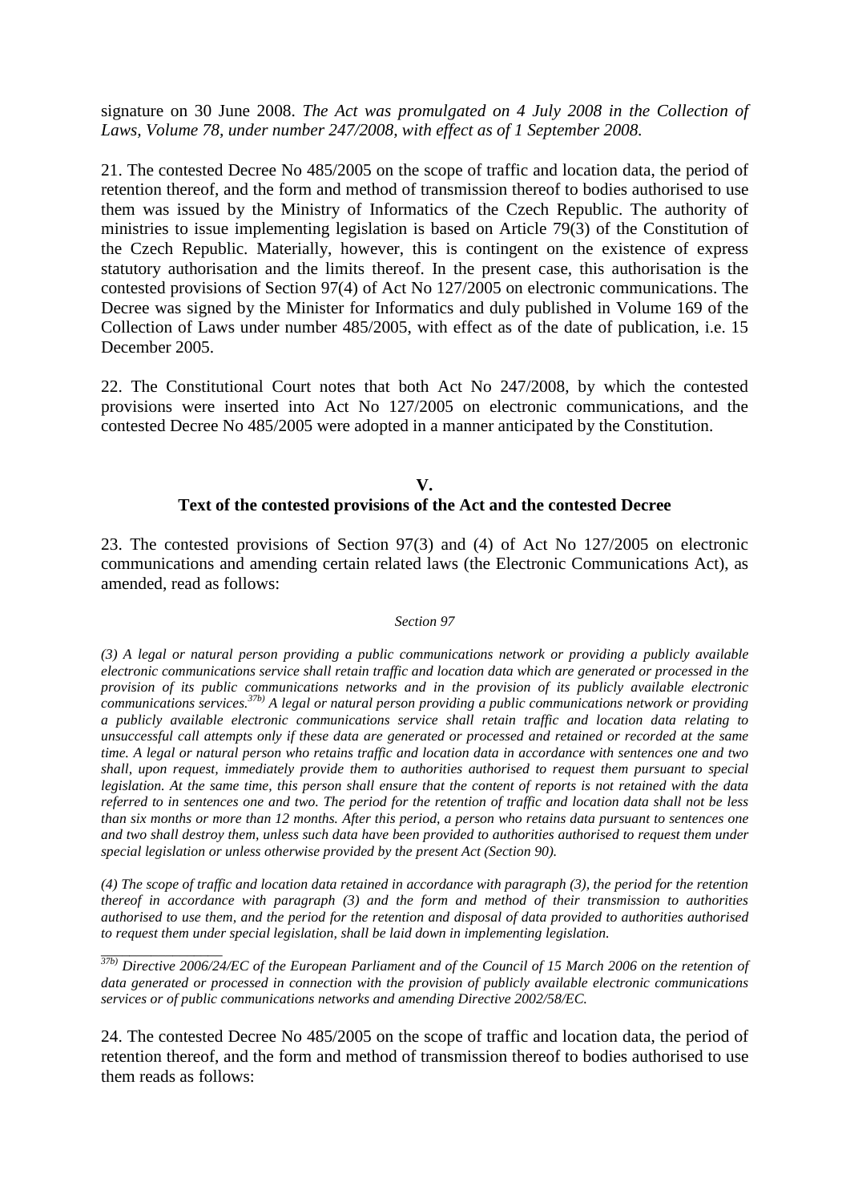signature on 30 June 2008. *The Act was promulgated on 4 July 2008 in the Collection of Laws, Volume 78, under number 247/2008, with effect as of 1 September 2008.*

21. The contested Decree No 485/2005 on the scope of traffic and location data, the period of retention thereof, and the form and method of transmission thereof to bodies authorised to use them was issued by the Ministry of Informatics of the Czech Republic. The authority of ministries to issue implementing legislation is based on Article 79(3) of the Constitution of the Czech Republic. Materially, however, this is contingent on the existence of express statutory authorisation and the limits thereof. In the present case, this authorisation is the contested provisions of Section 97(4) of Act No 127/2005 on electronic communications. The Decree was signed by the Minister for Informatics and duly published in Volume 169 of the Collection of Laws under number 485/2005, with effect as of the date of publication, i.e. 15 December 2005.

22. The Constitutional Court notes that both Act No 247/2008, by which the contested provisions were inserted into Act No 127/2005 on electronic communications, and the contested Decree No 485/2005 were adopted in a manner anticipated by the Constitution.

## V.
## Text of the contested provisions of the Act and the contested Decree

23. The contested provisions of Section 97(3) and (4) of Act No 127/2005 on electronic communications and amending certain related laws (the Electronic Communications Act), as amended, read as follows:

*Section 97*

*(3) A legal or natural person providing a public communications network or providing a publicly available electronic communications service shall retain traffic and location data which are generated or processed in the provision of its public communications networks and in the provision of its publicly available electronic communications services.[37b) ] A legal or natural person providing a public communications network or providing a publicly available electronic communications service shall retain traffic and location data relating to unsuccessful call attempts only if these data are generated or processed and retained or recorded at the same time. A legal or natural person who retains traffic and location data in accordance with sentences one and two shall, upon request, immediately provide them to authorities authorised to request them pursuant to special legislation. At the same time, this person shall ensure that the content of reports is not retained with the data referred to in sentences one and two. The period for the retention of traffic and location data shall not be less than six months or more than 12 months. After this period, a person who retains data pursuant to sentences one and two shall destroy them, unless such data have been provided to authorities authorised to request them under special legislation or unless otherwise provided by the present Act (Section 90).*

*(4) The scope of traffic and location data retained in accordance with paragraph (3), the period for the retention thereof in accordance with paragraph (3) and the form and method of their transmission to authorities authorised to use them, and the period for the retention and disposal of data provided to authorities authorised to request them under special legislation, shall be laid down in implementing legislation.*

---

*[37b)] Directive 2006/24/EC of the European Parliament and of the Council of 15 March 2006 on the retention of data generated or processed in connection with the provision of publicly available electronic communications services or of public communications networks and amending Directive 2002/58/EC.*

24. The contested Decree No 485/2005 on the scope of traffic and location data, the period of retention thereof, and the form and method of transmission thereof to bodies authorised to use them reads as follows: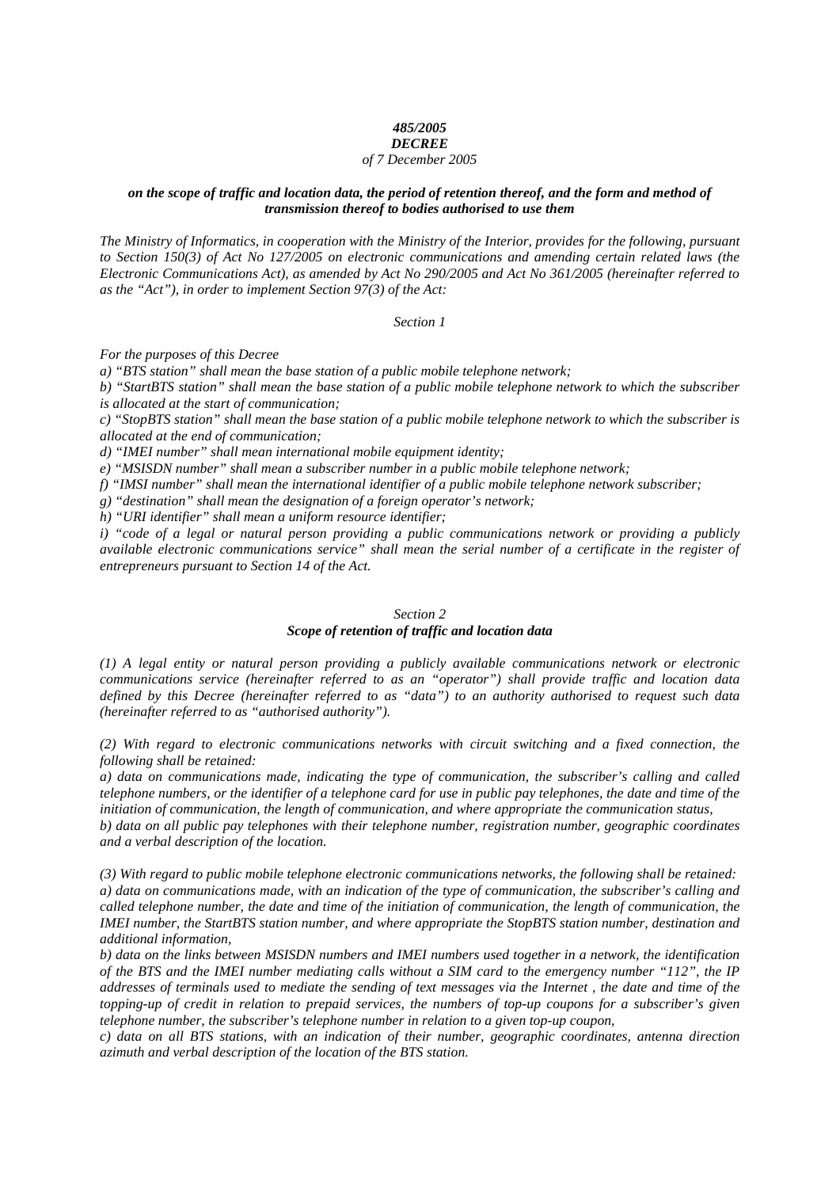*485/2005*
*DECREE*
*of 7 December 2005*

***on the scope of traffic and location data, the period of retention thereof, and the form and method of transmission thereof to bodies authorised to use them***

*The Ministry of Informatics, in cooperation with the Ministry of the Interior, provides for the following, pursuant to Section 150(3) of Act No 127/2005 on electronic communications and amending certain related laws (the Electronic Communications Act), as amended by Act No 290/2005 and Act No 361/2005 (hereinafter referred to as the "Act"), in order to implement Section 97(3) of the Act:*

*Section 1*

*For the purposes of this Decree*

*a) "BTS station" shall mean the base station of a public mobile telephone network;*

*b) "StartBTS station" shall mean the base station of a public mobile telephone network to which the subscriber is allocated at the start of communication;*

*c) "StopBTS station" shall mean the base station of a public mobile telephone network to which the subscriber is allocated at the end of communication;*

*d) "IMEI number" shall mean international mobile equipment identity;*

*e) "MSISDN number" shall mean a subscriber number in a public mobile telephone network;*

*f) "IMSI number" shall mean the international identifier of a public mobile telephone network subscriber;*

*g) "destination" shall mean the designation of a foreign operator's network;*

*h) "URI identifier" shall mean a uniform resource identifier;*

*i) "code of a legal or natural person providing a public communications network or providing a publicly available electronic communications service" shall mean the serial number of a certificate in the register of entrepreneurs pursuant to Section 14 of the Act.*

*Section 2*
***Scope of retention of traffic and location data***

*(1) A legal entity or natural person providing a publicly available communications network or electronic communications service (hereinafter referred to as an "operator") shall provide traffic and location data defined by this Decree (hereinafter referred to as "data") to an authority authorised to request such data (hereinafter referred to as "authorised authority").*

*(2) With regard to electronic communications networks with circuit switching and a fixed connection, the following shall be retained:*

*a) data on communications made, indicating the type of communication, the subscriber's calling and called telephone numbers, or the identifier of a telephone card for use in public pay telephones, the date and time of the initiation of communication, the length of communication, and where appropriate the communication status,*

*b) data on all public pay telephones with their telephone number, registration number, geographic coordinates and a verbal description of the location.*

*(3) With regard to public mobile telephone electronic communications networks, the following shall be retained:*

*a) data on communications made, with an indication of the type of communication, the subscriber's calling and called telephone number, the date and time of the initiation of communication, the length of communication, the IMEI number, the StartBTS station number, and where appropriate the StopBTS station number, destination and additional information,*

*b) data on the links between MSISDN numbers and IMEI numbers used together in a network, the identification of the BTS and the IMEI number mediating calls without a SIM card to the emergency number "112", the IP addresses of terminals used to mediate the sending of text messages via the Internet , the date and time of the topping-up of credit in relation to prepaid services, the numbers of top-up coupons for a subscriber's given telephone number, the subscriber's telephone number in relation to a given top-up coupon,*

*c) data on all BTS stations, with an indication of their number, geographic coordinates, antenna direction azimuth and verbal description of the location of the BTS station.*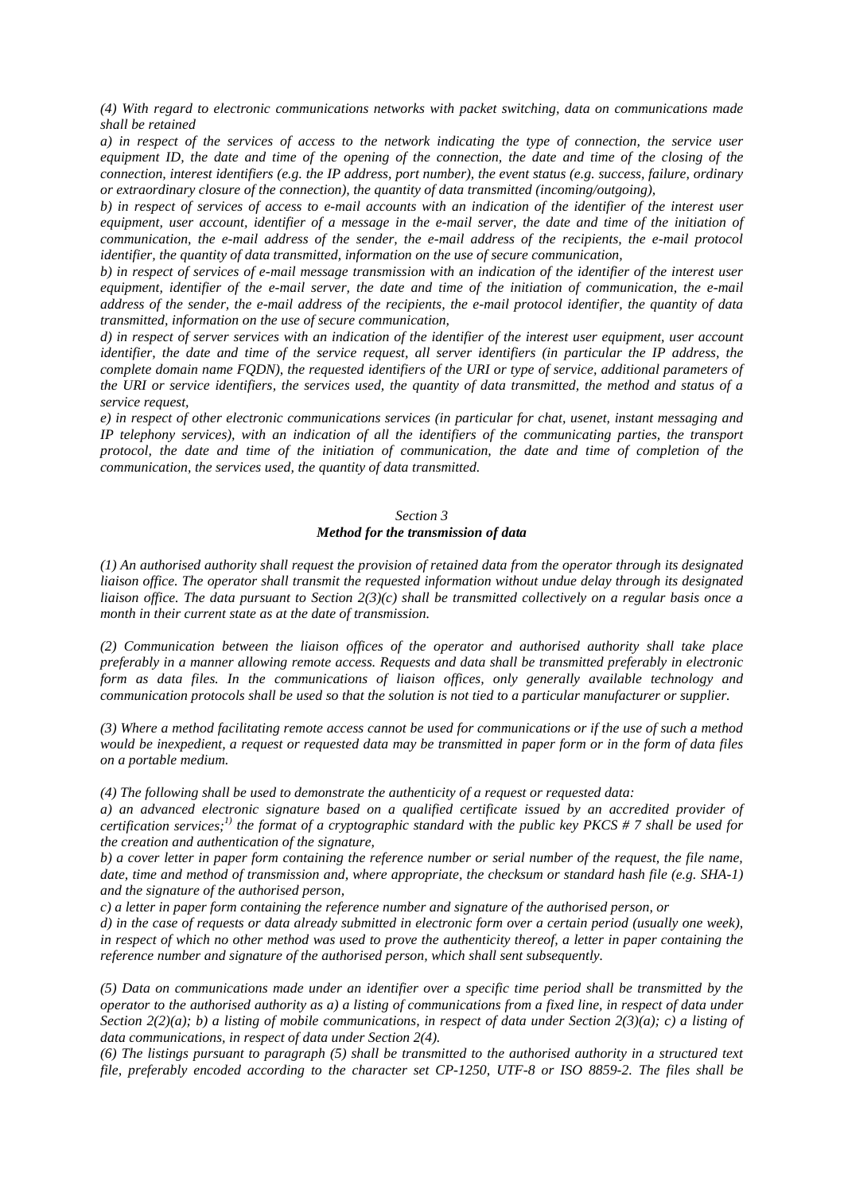*(4) With regard to electronic communications networks with packet switching, data on communications made shall be retained*

*a) in respect of the services of access to the network indicating the type of connection, the service user equipment ID, the date and time of the opening of the connection, the date and time of the closing of the connection, interest identifiers (e.g. the IP address, port number), the event status (e.g. success, failure, ordinary or extraordinary closure of the connection), the quantity of data transmitted (incoming/outgoing),*

*b) in respect of services of access to e-mail accounts with an indication of the identifier of the interest user equipment, user account, identifier of a message in the e-mail server, the date and time of the initiation of communication, the e-mail address of the sender, the e-mail address of the recipients, the e-mail protocol identifier, the quantity of data transmitted, information on the use of secure communication,*

*b) in respect of services of e-mail message transmission with an indication of the identifier of the interest user equipment, identifier of the e-mail server, the date and time of the initiation of communication, the e-mail address of the sender, the e-mail address of the recipients, the e-mail protocol identifier, the quantity of data transmitted, information on the use of secure communication,*

*d) in respect of server services with an indication of the identifier of the interest user equipment, user account identifier, the date and time of the service request, all server identifiers (in particular the IP address, the complete domain name FQDN), the requested identifiers of the URI or type of service, additional parameters of the URI or service identifiers, the services used, the quantity of data transmitted, the method and status of a service request,*

*e) in respect of other electronic communications services (in particular for chat, usenet, instant messaging and IP telephony services), with an indication of all the identifiers of the communicating parties, the transport protocol, the date and time of the initiation of communication, the date and time of completion of the communication, the services used, the quantity of data transmitted.*

### *Section 3*
### ***Method for the transmission of data***

*(1) An authorised authority shall request the provision of retained data from the operator through its designated liaison office. The operator shall transmit the requested information without undue delay through its designated liaison office. The data pursuant to Section 2(3)(c) shall be transmitted collectively on a regular basis once a month in their current state as at the date of transmission.*

*(2) Communication between the liaison offices of the operator and authorised authority shall take place preferably in a manner allowing remote access. Requests and data shall be transmitted preferably in electronic form as data files. In the communications of liaison offices, only generally available technology and communication protocols shall be used so that the solution is not tied to a particular manufacturer or supplier.*

*(3) Where a method facilitating remote access cannot be used for communications or if the use of such a method would be inexpedient, a request or requested data may be transmitted in paper form or in the form of data files on a portable medium.*

*(4) The following shall be used to demonstrate the authenticity of a request or requested data:*

*a) an advanced electronic signature based on a qualified certificate issued by an accredited provider of certification services;[1)] the format of a cryptographic standard with the public key PKCS # 7 shall be used for the creation and authentication of the signature,*

*b) a cover letter in paper form containing the reference number or serial number of the request, the file name, date, time and method of transmission and, where appropriate, the checksum or standard hash file (e.g. SHA-1) and the signature of the authorised person,*

*c) a letter in paper form containing the reference number and signature of the authorised person, or*

*d) in the case of requests or data already submitted in electronic form over a certain period (usually one week), in respect of which no other method was used to prove the authenticity thereof, a letter in paper containing the reference number and signature of the authorised person, which shall sent subsequently.*

*(5) Data on communications made under an identifier over a specific time period shall be transmitted by the operator to the authorised authority as a) a listing of communications from a fixed line, in respect of data under Section 2(2)(a); b) a listing of mobile communications, in respect of data under Section 2(3)(a); c) a listing of data communications, in respect of data under Section 2(4).*

*(6) The listings pursuant to paragraph (5) shall be transmitted to the authorised authority in a structured text file, preferably encoded according to the character set CP-1250, UTF-8 or ISO 8859-2. The files shall be*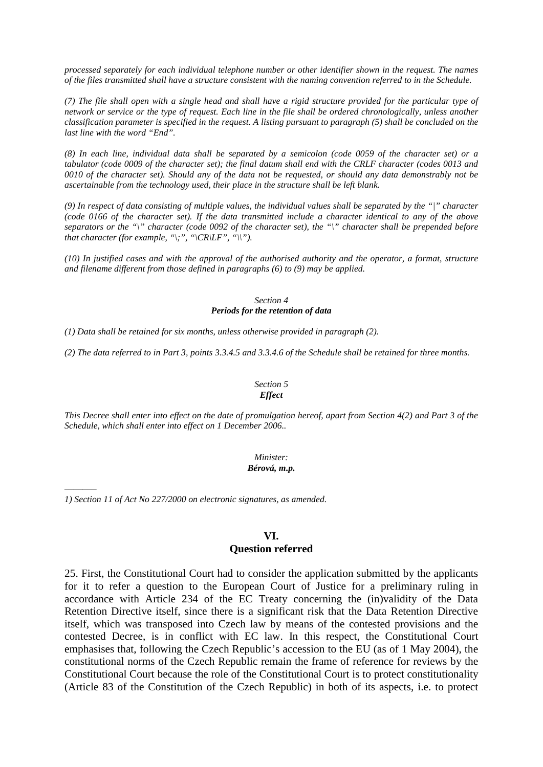*processed separately for each individual telephone number or other identifier shown in the request. The names of the files transmitted shall have a structure consistent with the naming convention referred to in the Schedule.*

*(7) The file shall open with a single head and shall have a rigid structure provided for the particular type of network or service or the type of request. Each line in the file shall be ordered chronologically, unless another classification parameter is specified in the request. A listing pursuant to paragraph (5) shall be concluded on the last line with the word "End".*

*(8) In each line, individual data shall be separated by a semicolon (code 0059 of the character set) or a tabulator (code 0009 of the character set); the final datum shall end with the CRLF character (codes 0013 and 0010 of the character set). Should any of the data not be requested, or should any data demonstrably not be ascertainable from the technology used, their place in the structure shall be left blank.*

*(9) In respect of data consisting of multiple values, the individual values shall be separated by the "|" character (code 0166 of the character set). If the data transmitted include a character identical to any of the above separators or the "\" character (code 0092 of the character set), the "\" character shall be prepended before that character (for example, "\;", "\CR\LF", "\\").*

*(10) In justified cases and with the approval of the authorised authority and the operator, a format, structure and filename different from those defined in paragraphs (6) to (9) may be applied.*

*Section 4*
***Periods for the retention of data***

*(1) Data shall be retained for six months, unless otherwise provided in paragraph (2).*

*(2) The data referred to in Part 3, points 3.3.4.5 and 3.3.4.6 of the Schedule shall be retained for three months.*

*Section 5*
***Effect***

*This Decree shall enter into effect on the date of promulgation hereof, apart from Section 4(2) and Part 3 of the Schedule, which shall enter into effect on 1 December 2006..*

*Minister:*
***Bérová, m.p.***

_______

*1) Section 11 of Act No 227/2000 on electronic signatures, as amended.*

## VI.
## Question referred

25. First, the Constitutional Court had to consider the application submitted by the applicants for it to refer a question to the European Court of Justice for a preliminary ruling in accordance with Article 234 of the EC Treaty concerning the (in)validity of the Data Retention Directive itself, since there is a significant risk that the Data Retention Directive itself, which was transposed into Czech law by means of the contested provisions and the contested Decree, is in conflict with EC law. In this respect, the Constitutional Court emphasises that, following the Czech Republic's accession to the EU (as of 1 May 2004), the constitutional norms of the Czech Republic remain the frame of reference for reviews by the Constitutional Court because the role of the Constitutional Court is to protect constitutionality (Article 83 of the Constitution of the Czech Republic) in both of its aspects, i.e. to protect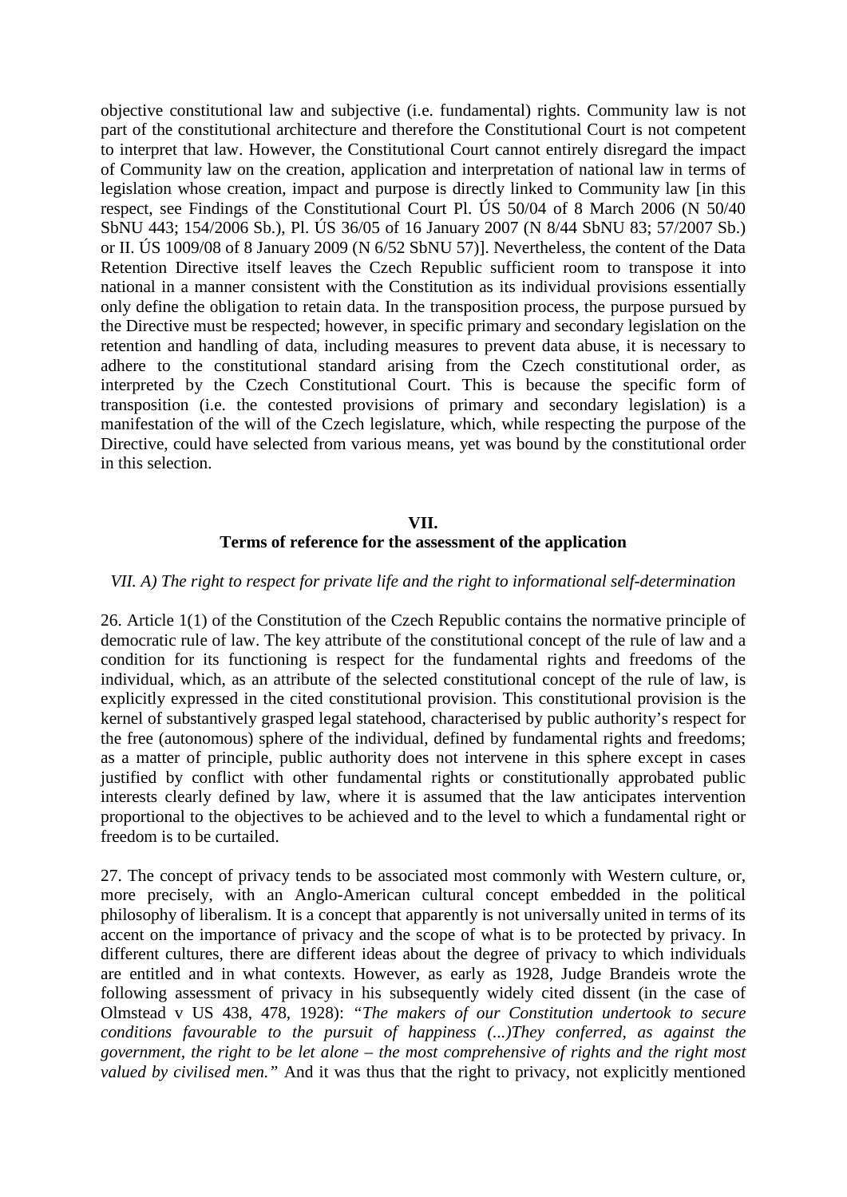objective constitutional law and subjective (i.e. fundamental) rights. Community law is not part of the constitutional architecture and therefore the Constitutional Court is not competent to interpret that law. However, the Constitutional Court cannot entirely disregard the impact of Community law on the creation, application and interpretation of national law in terms of legislation whose creation, impact and purpose is directly linked to Community law [in this respect, see Findings of the Constitutional Court Pl. ÚS 50/04 of 8 March 2006 (N 50/40 SbNU 443; 154/2006 Sb.), Pl. ÚS 36/05 of 16 January 2007 (N 8/44 SbNU 83; 57/2007 Sb.) or II. ÚS 1009/08 of 8 January 2009 (N 6/52 SbNU 57)]. Nevertheless, the content of the Data Retention Directive itself leaves the Czech Republic sufficient room to transpose it into national in a manner consistent with the Constitution as its individual provisions essentially only define the obligation to retain data. In the transposition process, the purpose pursued by the Directive must be respected; however, in specific primary and secondary legislation on the retention and handling of data, including measures to prevent data abuse, it is necessary to adhere to the constitutional standard arising from the Czech constitutional order, as interpreted by the Czech Constitutional Court. This is because the specific form of transposition (i.e. the contested provisions of primary and secondary legislation) is a manifestation of the will of the Czech legislature, which, while respecting the purpose of the Directive, could have selected from various means, yet was bound by the constitutional order in this selection.

## VII.
## Terms of reference for the assessment of the application

*VII. A) The right to respect for private life and the right to informational self-determination*

26. Article 1(1) of the Constitution of the Czech Republic contains the normative principle of democratic rule of law. The key attribute of the constitutional concept of the rule of law and a condition for its functioning is respect for the fundamental rights and freedoms of the individual, which, as an attribute of the selected constitutional concept of the rule of law, is explicitly expressed in the cited constitutional provision. This constitutional provision is the kernel of substantively grasped legal statehood, characterised by public authority's respect for the free (autonomous) sphere of the individual, defined by fundamental rights and freedoms; as a matter of principle, public authority does not intervene in this sphere except in cases justified by conflict with other fundamental rights or constitutionally approbated public interests clearly defined by law, where it is assumed that the law anticipates intervention proportional to the objectives to be achieved and to the level to which a fundamental right or freedom is to be curtailed.

27. The concept of privacy tends to be associated most commonly with Western culture, or, more precisely, with an Anglo-American cultural concept embedded in the political philosophy of liberalism. It is a concept that apparently is not universally united in terms of its accent on the importance of privacy and the scope of what is to be protected by privacy. In different cultures, there are different ideas about the degree of privacy to which individuals are entitled and in what contexts. However, as early as 1928, Judge Brandeis wrote the following assessment of privacy in his subsequently widely cited dissent (in the case of Olmstead v US 438, 478, 1928): *"The makers of our Constitution undertook to secure conditions favourable to the pursuit of happiness (...)They conferred, as against the government, the right to be let alone – the most comprehensive of rights and the right most valued by civilised men."* And it was thus that the right to privacy, not explicitly mentioned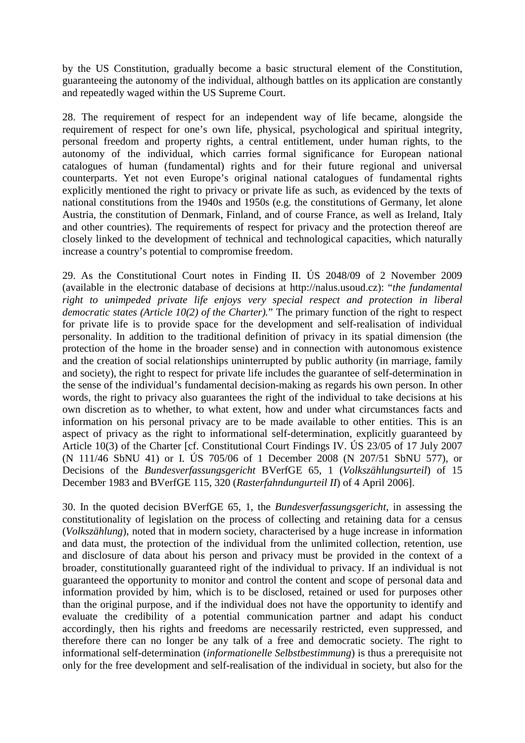by the US Constitution, gradually become a basic structural element of the Constitution, guaranteeing the autonomy of the individual, although battles on its application are constantly and repeatedly waged within the US Supreme Court.

28. The requirement of respect for an independent way of life became, alongside the requirement of respect for one's own life, physical, psychological and spiritual integrity, personal freedom and property rights, a central entitlement, under human rights, to the autonomy of the individual, which carries formal significance for European national catalogues of human (fundamental) rights and for their future regional and universal counterparts. Yet not even Europe's original national catalogues of fundamental rights explicitly mentioned the right to privacy or private life as such, as evidenced by the texts of national constitutions from the 1940s and 1950s (e.g. the constitutions of Germany, let alone Austria, the constitution of Denmark, Finland, and of course France, as well as Ireland, Italy and other countries). The requirements of respect for privacy and the protection thereof are closely linked to the development of technical and technological capacities, which naturally increase a country's potential to compromise freedom.

29. As the Constitutional Court notes in Finding II. ÚS 2048/09 of 2 November 2009 (available in the electronic database of decisions at http://nalus.usoud.cz): "*the fundamental right to unimpeded private life enjoys very special respect and protection in liberal democratic states (Article 10(2) of the Charter).*" The primary function of the right to respect for private life is to provide space for the development and self-realisation of individual personality. In addition to the traditional definition of privacy in its spatial dimension (the protection of the home in the broader sense) and in connection with autonomous existence and the creation of social relationships uninterrupted by public authority (in marriage, family and society), the right to respect for private life includes the guarantee of self-determination in the sense of the individual's fundamental decision-making as regards his own person. In other words, the right to privacy also guarantees the right of the individual to take decisions at his own discretion as to whether, to what extent, how and under what circumstances facts and information on his personal privacy are to be made available to other entities. This is an aspect of privacy as the right to informational self-determination, explicitly guaranteed by Article 10(3) of the Charter [cf. Constitutional Court Findings IV. ÚS 23/05 of 17 July 2007 (N 111/46 SbNU 41) or I. ÚS 705/06 of 1 December 2008 (N 207/51 SbNU 577), or Decisions of the *Bundesverfassungsgericht* BVerfGE 65, 1 (*Volkszählungsurteil*) of 15 December 1983 and BVerfGE 115, 320 (*Rasterfahndungurteil II*) of 4 April 2006].

30. In the quoted decision BVerfGE 65, 1, the *Bundesverfassungsgericht*, in assessing the constitutionality of legislation on the process of collecting and retaining data for a census (*Volkszählung*), noted that in modern society, characterised by a huge increase in information and data must, the protection of the individual from the unlimited collection, retention, use and disclosure of data about his person and privacy must be provided in the context of a broader, constitutionally guaranteed right of the individual to privacy. If an individual is not guaranteed the opportunity to monitor and control the content and scope of personal data and information provided by him, which is to be disclosed, retained or used for purposes other than the original purpose, and if the individual does not have the opportunity to identify and evaluate the credibility of a potential communication partner and adapt his conduct accordingly, then his rights and freedoms are necessarily restricted, even suppressed, and therefore there can no longer be any talk of a free and democratic society. The right to informational self-determination (*informationelle Selbstbestimmung*) is thus a prerequisite not only for the free development and self-realisation of the individual in society, but also for the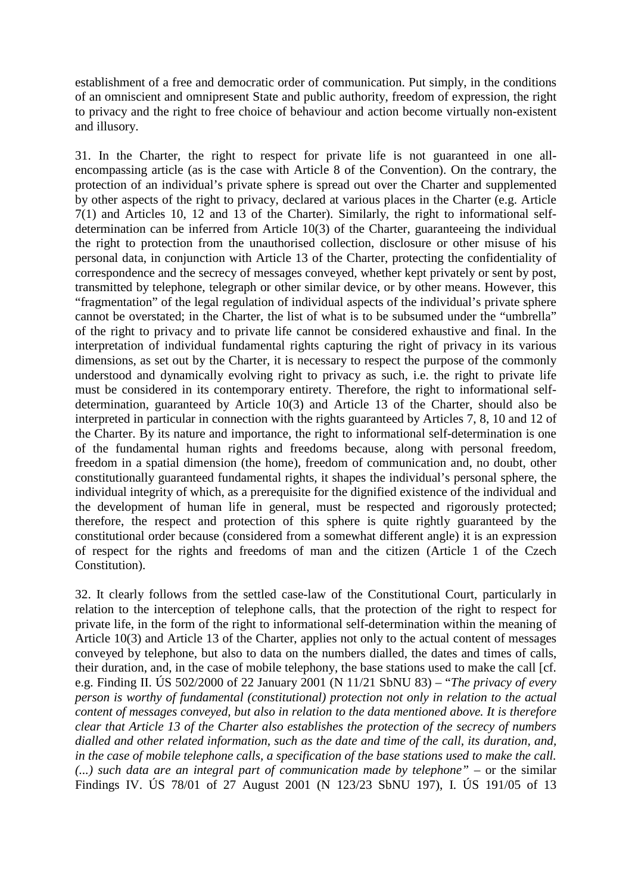establishment of a free and democratic order of communication. Put simply, in the conditions of an omniscient and omnipresent State and public authority, freedom of expression, the right to privacy and the right to free choice of behaviour and action become virtually non-existent and illusory.

31. In the Charter, the right to respect for private life is not guaranteed in one all-encompassing article (as is the case with Article 8 of the Convention). On the contrary, the protection of an individual's private sphere is spread out over the Charter and supplemented by other aspects of the right to privacy, declared at various places in the Charter (e.g. Article 7(1) and Articles 10, 12 and 13 of the Charter). Similarly, the right to informational self-determination can be inferred from Article 10(3) of the Charter, guaranteeing the individual the right to protection from the unauthorised collection, disclosure or other misuse of his personal data, in conjunction with Article 13 of the Charter, protecting the confidentiality of correspondence and the secrecy of messages conveyed, whether kept privately or sent by post, transmitted by telephone, telegraph or other similar device, or by other means. However, this "fragmentation" of the legal regulation of individual aspects of the individual's private sphere cannot be overstated; in the Charter, the list of what is to be subsumed under the "umbrella" of the right to privacy and to private life cannot be considered exhaustive and final. In the interpretation of individual fundamental rights capturing the right of privacy in its various dimensions, as set out by the Charter, it is necessary to respect the purpose of the commonly understood and dynamically evolving right to privacy as such, i.e. the right to private life must be considered in its contemporary entirety. Therefore, the right to informational self-determination, guaranteed by Article 10(3) and Article 13 of the Charter, should also be interpreted in particular in connection with the rights guaranteed by Articles 7, 8, 10 and 12 of the Charter. By its nature and importance, the right to informational self-determination is one of the fundamental human rights and freedoms because, along with personal freedom, freedom in a spatial dimension (the home), freedom of communication and, no doubt, other constitutionally guaranteed fundamental rights, it shapes the individual's personal sphere, the individual integrity of which, as a prerequisite for the dignified existence of the individual and the development of human life in general, must be respected and rigorously protected; therefore, the respect and protection of this sphere is quite rightly guaranteed by the constitutional order because (considered from a somewhat different angle) it is an expression of respect for the rights and freedoms of man and the citizen (Article 1 of the Czech Constitution).

32. It clearly follows from the settled case-law of the Constitutional Court, particularly in relation to the interception of telephone calls, that the protection of the right to respect for private life, in the form of the right to informational self-determination within the meaning of Article 10(3) and Article 13 of the Charter, applies not only to the actual content of messages conveyed by telephone, but also to data on the numbers dialled, the dates and times of calls, their duration, and, in the case of mobile telephony, the base stations used to make the call [cf. e.g. Finding II. ÚS 502/2000 of 22 January 2001 (N 11/21 SbNU 83) – "*The privacy of every person is worthy of fundamental (constitutional) protection not only in relation to the actual content of messages conveyed, but also in relation to the data mentioned above. It is therefore clear that Article 13 of the Charter also establishes the protection of the secrecy of numbers dialled and other related information, such as the date and time of the call, its duration, and, in the case of mobile telephone calls, a specification of the base stations used to make the call. (...) such data are an integral part of communication made by telephone*" – or the similar Findings IV. ÚS 78/01 of 27 August 2001 (N 123/23 SbNU 197), I. ÚS 191/05 of 13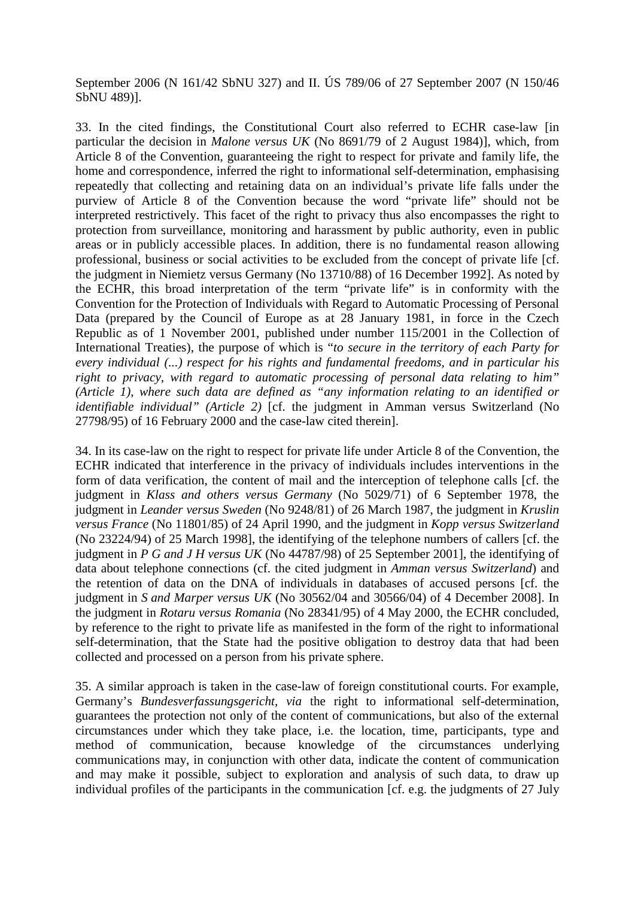September 2006 (N 161/42 SbNU 327) and II. ÚS 789/06 of 27 September 2007 (N 150/46 SbNU 489)].

33. In the cited findings, the Constitutional Court also referred to ECHR case-law [in particular the decision in *Malone versus UK* (No 8691/79 of 2 August 1984)], which, from Article 8 of the Convention, guaranteeing the right to respect for private and family life, the home and correspondence, inferred the right to informational self-determination, emphasising repeatedly that collecting and retaining data on an individual's private life falls under the purview of Article 8 of the Convention because the word "private life" should not be interpreted restrictively. This facet of the right to privacy thus also encompasses the right to protection from surveillance, monitoring and harassment by public authority, even in public areas or in publicly accessible places. In addition, there is no fundamental reason allowing professional, business or social activities to be excluded from the concept of private life [cf. the judgment in Niemietz versus Germany (No 13710/88) of 16 December 1992]. As noted by the ECHR, this broad interpretation of the term "private life" is in conformity with the Convention for the Protection of Individuals with Regard to Automatic Processing of Personal Data (prepared by the Council of Europe as at 28 January 1981, in force in the Czech Republic as of 1 November 2001, published under number 115/2001 in the Collection of International Treaties), the purpose of which is "*to secure in the territory of each Party for every individual (...) respect for his rights and fundamental freedoms, and in particular his right to privacy, with regard to automatic processing of personal data relating to him" (Article 1), where such data are defined as "any information relating to an identified or identifiable individual" (Article 2)* [cf. the judgment in Amman versus Switzerland (No 27798/95) of 16 February 2000 and the case-law cited therein].

34. In its case-law on the right to respect for private life under Article 8 of the Convention, the ECHR indicated that interference in the privacy of individuals includes interventions in the form of data verification, the content of mail and the interception of telephone calls [cf. the judgment in *Klass and others versus Germany* (No 5029/71) of 6 September 1978, the judgment in *Leander versus Sweden* (No 9248/81) of 26 March 1987, the judgment in *Kruslin versus France* (No 11801/85) of 24 April 1990, and the judgment in *Kopp versus Switzerland* (No 23224/94) of 25 March 1998], the identifying of the telephone numbers of callers [cf. the judgment in *P G and J H versus UK* (No 44787/98) of 25 September 2001], the identifying of data about telephone connections (cf. the cited judgment in *Amman versus Switzerland*) and the retention of data on the DNA of individuals in databases of accused persons [cf. the judgment in *S and Marper versus UK* (No 30562/04 and 30566/04) of 4 December 2008]. In the judgment in *Rotaru versus Romania* (No 28341/95) of 4 May 2000, the ECHR concluded, by reference to the right to private life as manifested in the form of the right to informational self-determination, that the State had the positive obligation to destroy data that had been collected and processed on a person from his private sphere.

35. A similar approach is taken in the case-law of foreign constitutional courts. For example, Germany's *Bundesverfassungsgericht*, *via* the right to informational self-determination, guarantees the protection not only of the content of communications, but also of the external circumstances under which they take place, i.e. the location, time, participants, type and method of communication, because knowledge of the circumstances underlying communications may, in conjunction with other data, indicate the content of communication and may make it possible, subject to exploration and analysis of such data, to draw up individual profiles of the participants in the communication [cf. e.g. the judgments of 27 July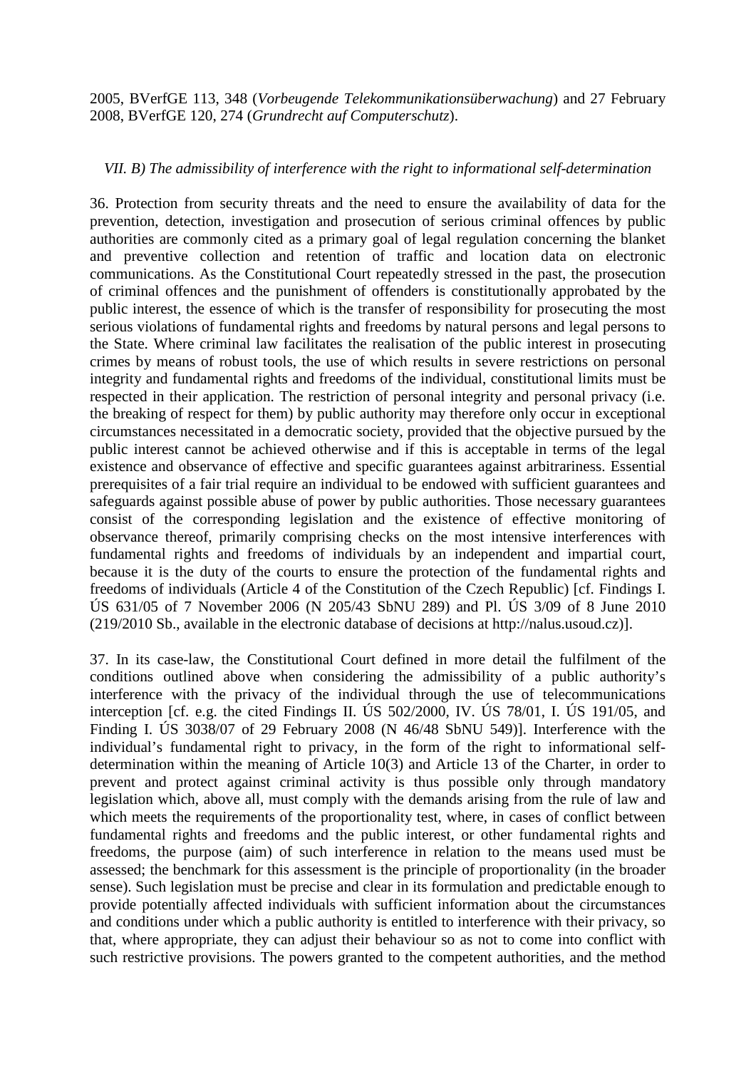2005, BVerfGE 113, 348 (*Vorbeugende Telekommunikationsüberwachung*) and 27 February 2008, BVerfGE 120, 274 (*Grundrecht auf Computerschutz*).

### *VII. B) The admissibility of interference with the right to informational self-determination*

36. Protection from security threats and the need to ensure the availability of data for the prevention, detection, investigation and prosecution of serious criminal offences by public authorities are commonly cited as a primary goal of legal regulation concerning the blanket and preventive collection and retention of traffic and location data on electronic communications. As the Constitutional Court repeatedly stressed in the past, the prosecution of criminal offences and the punishment of offenders is constitutionally approbated by the public interest, the essence of which is the transfer of responsibility for prosecuting the most serious violations of fundamental rights and freedoms by natural persons and legal persons to the State. Where criminal law facilitates the realisation of the public interest in prosecuting crimes by means of robust tools, the use of which results in severe restrictions on personal integrity and fundamental rights and freedoms of the individual, constitutional limits must be respected in their application. The restriction of personal integrity and personal privacy (i.e. the breaking of respect for them) by public authority may therefore only occur in exceptional circumstances necessitated in a democratic society, provided that the objective pursued by the public interest cannot be achieved otherwise and if this is acceptable in terms of the legal existence and observance of effective and specific guarantees against arbitrariness. Essential prerequisites of a fair trial require an individual to be endowed with sufficient guarantees and safeguards against possible abuse of power by public authorities. Those necessary guarantees consist of the corresponding legislation and the existence of effective monitoring of observance thereof, primarily comprising checks on the most intensive interferences with fundamental rights and freedoms of individuals by an independent and impartial court, because it is the duty of the courts to ensure the protection of the fundamental rights and freedoms of individuals (Article 4 of the Constitution of the Czech Republic) [cf. Findings I. ÚS 631/05 of 7 November 2006 (N 205/43 SbNU 289) and Pl. ÚS 3/09 of 8 June 2010 (219/2010 Sb., available in the electronic database of decisions at http://nalus.usoud.cz)].

37. In its case-law, the Constitutional Court defined in more detail the fulfilment of the conditions outlined above when considering the admissibility of a public authority's interference with the privacy of the individual through the use of telecommunications interception [cf. e.g. the cited Findings II. ÚS 502/2000, IV. ÚS 78/01, I. ÚS 191/05, and Finding I. ÚS 3038/07 of 29 February 2008 (N 46/48 SbNU 549)]. Interference with the individual's fundamental right to privacy, in the form of the right to informational self-determination within the meaning of Article 10(3) and Article 13 of the Charter, in order to prevent and protect against criminal activity is thus possible only through mandatory legislation which, above all, must comply with the demands arising from the rule of law and which meets the requirements of the proportionality test, where, in cases of conflict between fundamental rights and freedoms and the public interest, or other fundamental rights and freedoms, the purpose (aim) of such interference in relation to the means used must be assessed; the benchmark for this assessment is the principle of proportionality (in the broader sense). Such legislation must be precise and clear in its formulation and predictable enough to provide potentially affected individuals with sufficient information about the circumstances and conditions under which a public authority is entitled to interference with their privacy, so that, where appropriate, they can adjust their behaviour so as not to come into conflict with such restrictive provisions. The powers granted to the competent authorities, and the method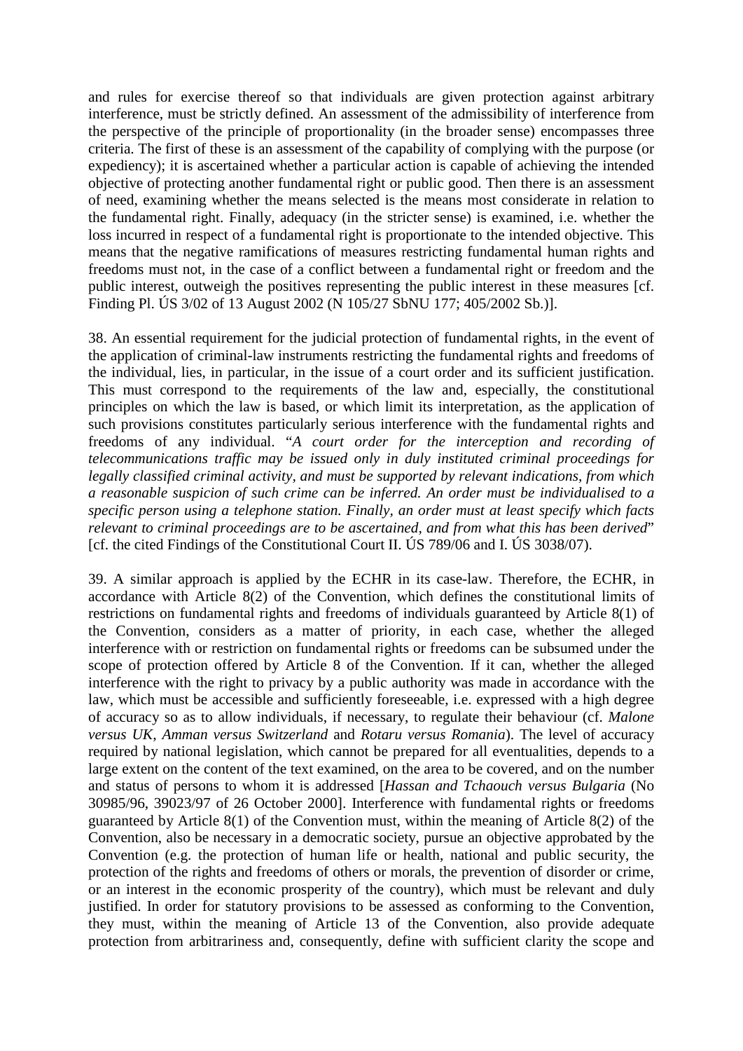and rules for exercise thereof so that individuals are given protection against arbitrary interference, must be strictly defined. An assessment of the admissibility of interference from the perspective of the principle of proportionality (in the broader sense) encompasses three criteria. The first of these is an assessment of the capability of complying with the purpose (or expediency); it is ascertained whether a particular action is capable of achieving the intended objective of protecting another fundamental right or public good. Then there is an assessment of need, examining whether the means selected is the means most considerate in relation to the fundamental right. Finally, adequacy (in the stricter sense) is examined, i.e. whether the loss incurred in respect of a fundamental right is proportionate to the intended objective. This means that the negative ramifications of measures restricting fundamental human rights and freedoms must not, in the case of a conflict between a fundamental right or freedom and the public interest, outweigh the positives representing the public interest in these measures [cf. Finding Pl. ÚS 3/02 of 13 August 2002 (N 105/27 SbNU 177; 405/2002 Sb.)].

38. An essential requirement for the judicial protection of fundamental rights, in the event of the application of criminal-law instruments restricting the fundamental rights and freedoms of the individual, lies, in particular, in the issue of a court order and its sufficient justification. This must correspond to the requirements of the law and, especially, the constitutional principles on which the law is based, or which limit its interpretation, as the application of such provisions constitutes particularly serious interference with the fundamental rights and freedoms of any individual. "*A court order for the interception and recording of telecommunications traffic may be issued only in duly instituted criminal proceedings for legally classified criminal activity, and must be supported by relevant indications, from which a reasonable suspicion of such crime can be inferred. An order must be individualised to a specific person using a telephone station. Finally, an order must at least specify which facts relevant to criminal proceedings are to be ascertained, and from what this has been derived*" [cf. the cited Findings of the Constitutional Court II. ÚS 789/06 and I. ÚS 3038/07).

39. A similar approach is applied by the ECHR in its case-law. Therefore, the ECHR, in accordance with Article 8(2) of the Convention, which defines the constitutional limits of restrictions on fundamental rights and freedoms of individuals guaranteed by Article 8(1) of the Convention, considers as a matter of priority, in each case, whether the alleged interference with or restriction on fundamental rights or freedoms can be subsumed under the scope of protection offered by Article 8 of the Convention. If it can, whether the alleged interference with the right to privacy by a public authority was made in accordance with the law, which must be accessible and sufficiently foreseeable, i.e. expressed with a high degree of accuracy so as to allow individuals, if necessary, to regulate their behaviour (cf. *Malone versus UK*, *Amman versus Switzerland* and *Rotaru versus Romania*). The level of accuracy required by national legislation, which cannot be prepared for all eventualities, depends to a large extent on the content of the text examined, on the area to be covered, and on the number and status of persons to whom it is addressed [*Hassan and Tchaouch versus Bulgaria* (No 30985/96, 39023/97 of 26 October 2000]. Interference with fundamental rights or freedoms guaranteed by Article 8(1) of the Convention must, within the meaning of Article 8(2) of the Convention, also be necessary in a democratic society, pursue an objective approbated by the Convention (e.g. the protection of human life or health, national and public security, the protection of the rights and freedoms of others or morals, the prevention of disorder or crime, or an interest in the economic prosperity of the country), which must be relevant and duly justified. In order for statutory provisions to be assessed as conforming to the Convention, they must, within the meaning of Article 13 of the Convention, also provide adequate protection from arbitrariness and, consequently, define with sufficient clarity the scope and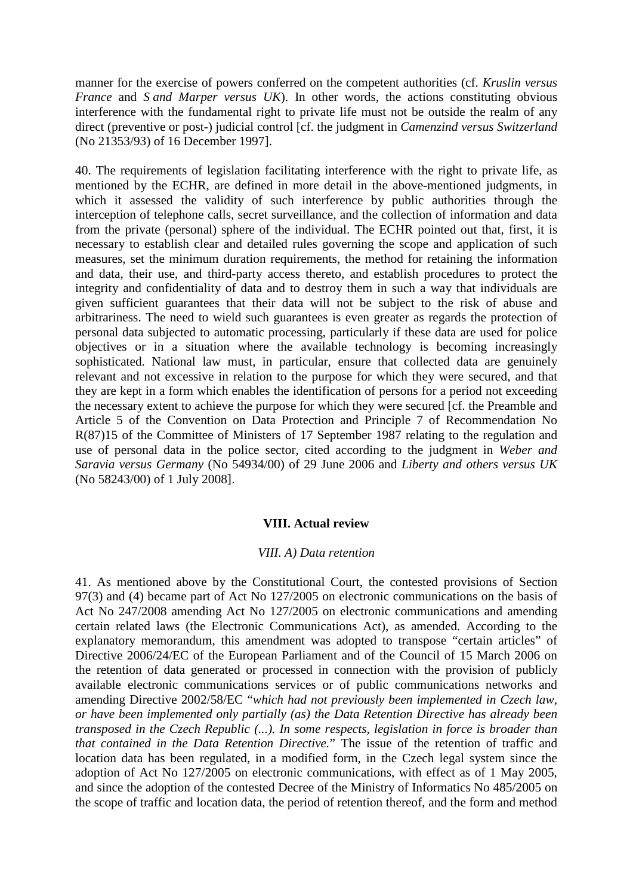manner for the exercise of powers conferred on the competent authorities (cf. *Kruslin versus France* and *S and Marper versus UK*). In other words, the actions constituting obvious interference with the fundamental right to private life must not be outside the realm of any direct (preventive or post-) judicial control [cf. the judgment in *Camenzind versus Switzerland* (No 21353/93) of 16 December 1997].

40. The requirements of legislation facilitating interference with the right to private life, as mentioned by the ECHR, are defined in more detail in the above-mentioned judgments, in which it assessed the validity of such interference by public authorities through the interception of telephone calls, secret surveillance, and the collection of information and data from the private (personal) sphere of the individual. The ECHR pointed out that, first, it is necessary to establish clear and detailed rules governing the scope and application of such measures, set the minimum duration requirements, the method for retaining the information and data, their use, and third-party access thereto, and establish procedures to protect the integrity and confidentiality of data and to destroy them in such a way that individuals are given sufficient guarantees that their data will not be subject to the risk of abuse and arbitrariness. The need to wield such guarantees is even greater as regards the protection of personal data subjected to automatic processing, particularly if these data are used for police objectives or in a situation where the available technology is becoming increasingly sophisticated. National law must, in particular, ensure that collected data are genuinely relevant and not excessive in relation to the purpose for which they were secured, and that they are kept in a form which enables the identification of persons for a period not exceeding the necessary extent to achieve the purpose for which they were secured [cf. the Preamble and Article 5 of the Convention on Data Protection and Principle 7 of Recommendation No R(87)15 of the Committee of Ministers of 17 September 1987 relating to the regulation and use of personal data in the police sector, cited according to the judgment in *Weber and Saravia versus Germany* (No 54934/00) of 29 June 2006 and *Liberty and others versus UK* (No 58243/00) of 1 July 2008].

## VIII. Actual review

### *VIII. A) Data retention*

41. As mentioned above by the Constitutional Court, the contested provisions of Section 97(3) and (4) became part of Act No 127/2005 on electronic communications on the basis of Act No 247/2008 amending Act No 127/2005 on electronic communications and amending certain related laws (the Electronic Communications Act), as amended. According to the explanatory memorandum, this amendment was adopted to transpose "certain articles" of Directive 2006/24/EC of the European Parliament and of the Council of 15 March 2006 on the retention of data generated or processed in connection with the provision of publicly available electronic communications services or of public communications networks and amending Directive 2002/58/EC "*which had not previously been implemented in Czech law, or have been implemented only partially (as) the Data Retention Directive has already been transposed in the Czech Republic (...). In some respects, legislation in force is broader than that contained in the Data Retention Directive.*" The issue of the retention of traffic and location data has been regulated, in a modified form, in the Czech legal system since the adoption of Act No 127/2005 on electronic communications, with effect as of 1 May 2005, and since the adoption of the contested Decree of the Ministry of Informatics No 485/2005 on the scope of traffic and location data, the period of retention thereof, and the form and method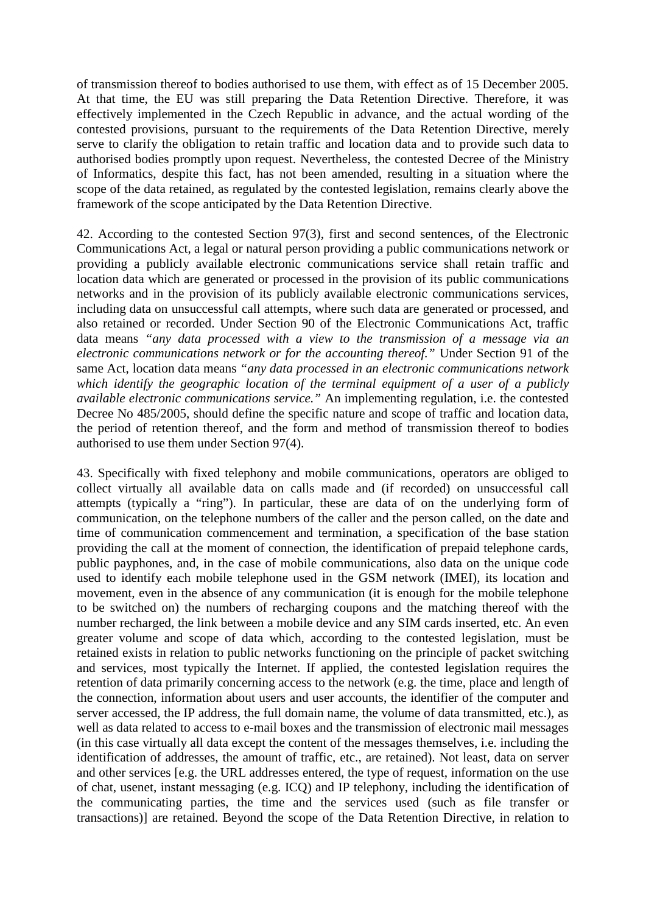of transmission thereof to bodies authorised to use them, with effect as of 15 December 2005. At that time, the EU was still preparing the Data Retention Directive. Therefore, it was effectively implemented in the Czech Republic in advance, and the actual wording of the contested provisions, pursuant to the requirements of the Data Retention Directive, merely serve to clarify the obligation to retain traffic and location data and to provide such data to authorised bodies promptly upon request. Nevertheless, the contested Decree of the Ministry of Informatics, despite this fact, has not been amended, resulting in a situation where the scope of the data retained, as regulated by the contested legislation, remains clearly above the framework of the scope anticipated by the Data Retention Directive.

42. According to the contested Section 97(3), first and second sentences, of the Electronic Communications Act, a legal or natural person providing a public communications network or providing a publicly available electronic communications service shall retain traffic and location data which are generated or processed in the provision of its public communications networks and in the provision of its publicly available electronic communications services, including data on unsuccessful call attempts, where such data are generated or processed, and also retained or recorded. Under Section 90 of the Electronic Communications Act, traffic data means *"any data processed with a view to the transmission of a message via an electronic communications network or for the accounting thereof."* Under Section 91 of the same Act, location data means *"any data processed in an electronic communications network which identify the geographic location of the terminal equipment of a user of a publicly available electronic communications service."* An implementing regulation, i.e. the contested Decree No 485/2005, should define the specific nature and scope of traffic and location data, the period of retention thereof, and the form and method of transmission thereof to bodies authorised to use them under Section 97(4).

43. Specifically with fixed telephony and mobile communications, operators are obliged to collect virtually all available data on calls made and (if recorded) on unsuccessful call attempts (typically a "ring"). In particular, these are data of on the underlying form of communication, on the telephone numbers of the caller and the person called, on the date and time of communication commencement and termination, a specification of the base station providing the call at the moment of connection, the identification of prepaid telephone cards, public payphones, and, in the case of mobile communications, also data on the unique code used to identify each mobile telephone used in the GSM network (IMEI), its location and movement, even in the absence of any communication (it is enough for the mobile telephone to be switched on) the numbers of recharging coupons and the matching thereof with the number recharged, the link between a mobile device and any SIM cards inserted, etc. An even greater volume and scope of data which, according to the contested legislation, must be retained exists in relation to public networks functioning on the principle of packet switching and services, most typically the Internet. If applied, the contested legislation requires the retention of data primarily concerning access to the network (e.g. the time, place and length of the connection, information about users and user accounts, the identifier of the computer and server accessed, the IP address, the full domain name, the volume of data transmitted, etc.), as well as data related to access to e-mail boxes and the transmission of electronic mail messages (in this case virtually all data except the content of the messages themselves, i.e. including the identification of addresses, the amount of traffic, etc., are retained). Not least, data on server and other services [e.g. the URL addresses entered, the type of request, information on the use of chat, usenet, instant messaging (e.g. ICQ) and IP telephony, including the identification of the communicating parties, the time and the services used (such as file transfer or transactions)] are retained. Beyond the scope of the Data Retention Directive, in relation to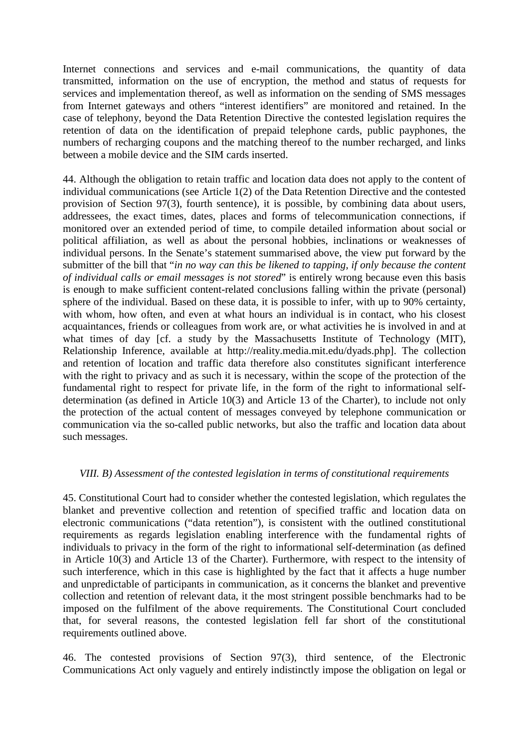Internet connections and services and e-mail communications, the quantity of data transmitted, information on the use of encryption, the method and status of requests for services and implementation thereof, as well as information on the sending of SMS messages from Internet gateways and others "interest identifiers" are monitored and retained. In the case of telephony, beyond the Data Retention Directive the contested legislation requires the retention of data on the identification of prepaid telephone cards, public payphones, the numbers of recharging coupons and the matching thereof to the number recharged, and links between a mobile device and the SIM cards inserted.

44. Although the obligation to retain traffic and location data does not apply to the content of individual communications (see Article 1(2) of the Data Retention Directive and the contested provision of Section 97(3), fourth sentence), it is possible, by combining data about users, addressees, the exact times, dates, places and forms of telecommunication connections, if monitored over an extended period of time, to compile detailed information about social or political affiliation, as well as about the personal hobbies, inclinations or weaknesses of individual persons. In the Senate's statement summarised above, the view put forward by the submitter of the bill that "*in no way can this be likened to tapping, if only because the content of individual calls or email messages is not stored*" is entirely wrong because even this basis is enough to make sufficient content-related conclusions falling within the private (personal) sphere of the individual. Based on these data, it is possible to infer, with up to 90% certainty, with whom, how often, and even at what hours an individual is in contact, who his closest acquaintances, friends or colleagues from work are, or what activities he is involved in and at what times of day [cf. a study by the Massachusetts Institute of Technology (MIT), Relationship Inference, available at http://reality.media.mit.edu/dyads.php]. The collection and retention of location and traffic data therefore also constitutes significant interference with the right to privacy and as such it is necessary, within the scope of the protection of the fundamental right to respect for private life, in the form of the right to informational self-determination (as defined in Article 10(3) and Article 13 of the Charter), to include not only the protection of the actual content of messages conveyed by telephone communication or communication via the so-called public networks, but also the traffic and location data about such messages.

*VIII. B) Assessment of the contested legislation in terms of constitutional requirements*

45. Constitutional Court had to consider whether the contested legislation, which regulates the blanket and preventive collection and retention of specified traffic and location data on electronic communications ("data retention"), is consistent with the outlined constitutional requirements as regards legislation enabling interference with the fundamental rights of individuals to privacy in the form of the right to informational self-determination (as defined in Article 10(3) and Article 13 of the Charter). Furthermore, with respect to the intensity of such interference, which in this case is highlighted by the fact that it affects a huge number and unpredictable of participants in communication, as it concerns the blanket and preventive collection and retention of relevant data, it the most stringent possible benchmarks had to be imposed on the fulfilment of the above requirements. The Constitutional Court concluded that, for several reasons, the contested legislation fell far short of the constitutional requirements outlined above.

46. The contested provisions of Section 97(3), third sentence, of the Electronic Communications Act only vaguely and entirely indistinctly impose the obligation on legal or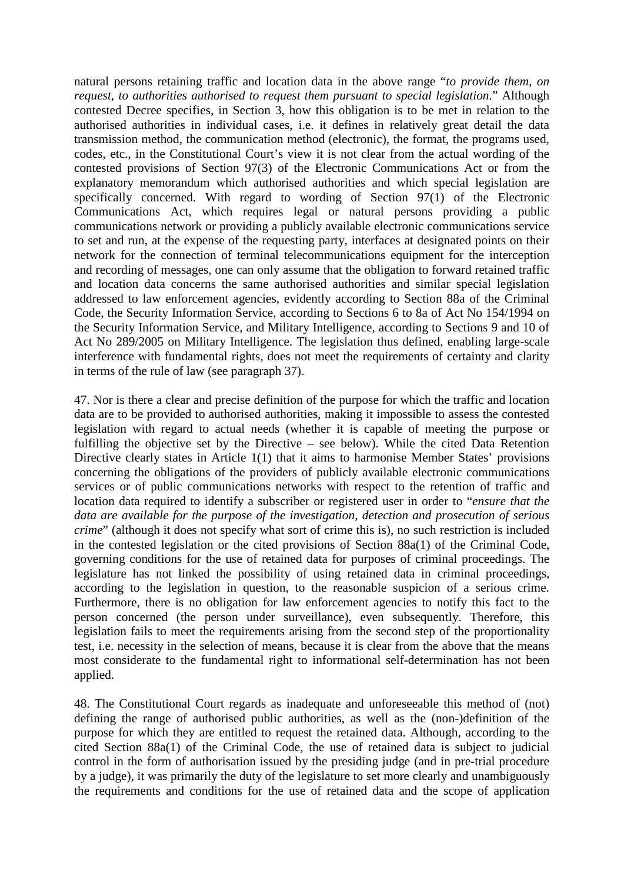natural persons retaining traffic and location data in the above range "*to provide them, on request, to authorities authorised to request them pursuant to special legislation*." Although contested Decree specifies, in Section 3, how this obligation is to be met in relation to the authorised authorities in individual cases, i.e. it defines in relatively great detail the data transmission method, the communication method (electronic), the format, the programs used, codes, etc., in the Constitutional Court's view it is not clear from the actual wording of the contested provisions of Section 97(3) of the Electronic Communications Act or from the explanatory memorandum which authorised authorities and which special legislation are specifically concerned. With regard to wording of Section 97(1) of the Electronic Communications Act, which requires legal or natural persons providing a public communications network or providing a publicly available electronic communications service to set and run, at the expense of the requesting party, interfaces at designated points on their network for the connection of terminal telecommunications equipment for the interception and recording of messages, one can only assume that the obligation to forward retained traffic and location data concerns the same authorised authorities and similar special legislation addressed to law enforcement agencies, evidently according to Section 88a of the Criminal Code, the Security Information Service, according to Sections 6 to 8a of Act No 154/1994 on the Security Information Service, and Military Intelligence, according to Sections 9 and 10 of Act No 289/2005 on Military Intelligence. The legislation thus defined, enabling large-scale interference with fundamental rights, does not meet the requirements of certainty and clarity in terms of the rule of law (see paragraph 37).

47. Nor is there a clear and precise definition of the purpose for which the traffic and location data are to be provided to authorised authorities, making it impossible to assess the contested legislation with regard to actual needs (whether it is capable of meeting the purpose or fulfilling the objective set by the Directive – see below). While the cited Data Retention Directive clearly states in Article 1(1) that it aims to harmonise Member States' provisions concerning the obligations of the providers of publicly available electronic communications services or of public communications networks with respect to the retention of traffic and location data required to identify a subscriber or registered user in order to "*ensure that the data are available for the purpose of the investigation, detection and prosecution of serious crime*" (although it does not specify what sort of crime this is), no such restriction is included in the contested legislation or the cited provisions of Section 88a(1) of the Criminal Code, governing conditions for the use of retained data for purposes of criminal proceedings. The legislature has not linked the possibility of using retained data in criminal proceedings, according to the legislation in question, to the reasonable suspicion of a serious crime. Furthermore, there is no obligation for law enforcement agencies to notify this fact to the person concerned (the person under surveillance), even subsequently. Therefore, this legislation fails to meet the requirements arising from the second step of the proportionality test, i.e. necessity in the selection of means, because it is clear from the above that the means most considerate to the fundamental right to informational self-determination has not been applied.

48. The Constitutional Court regards as inadequate and unforeseeable this method of (not) defining the range of authorised public authorities, as well as the (non-)definition of the purpose for which they are entitled to request the retained data. Although, according to the cited Section 88a(1) of the Criminal Code, the use of retained data is subject to judicial control in the form of authorisation issued by the presiding judge (and in pre-trial procedure by a judge), it was primarily the duty of the legislature to set more clearly and unambiguously the requirements and conditions for the use of retained data and the scope of application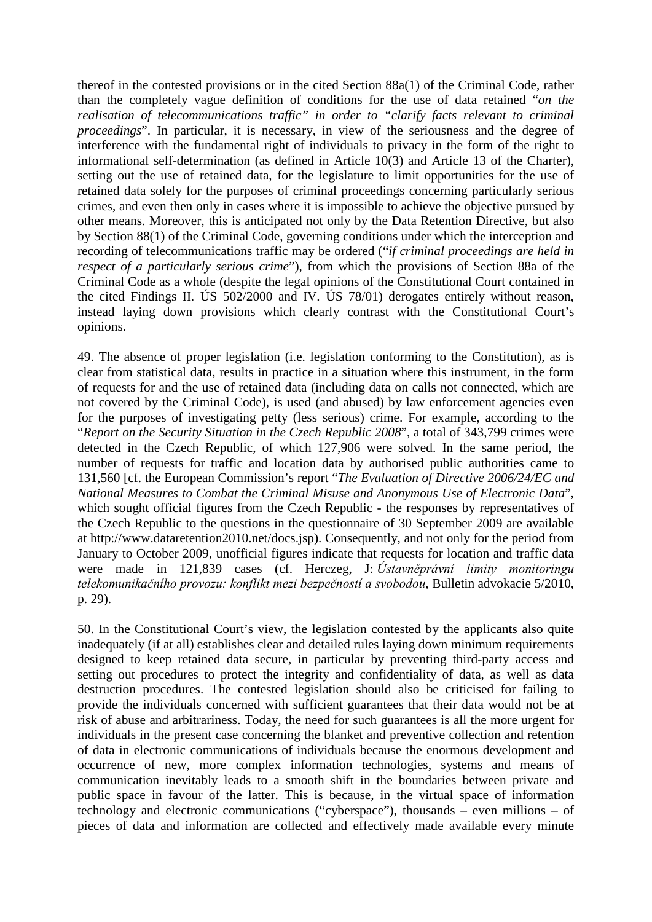thereof in the contested provisions or in the cited Section 88a(1) of the Criminal Code, rather than the completely vague definition of conditions for the use of data retained "*on the realisation of telecommunications traffic*" in order to "*clarify facts relevant to criminal proceedings*". In particular, it is necessary, in view of the seriousness and the degree of interference with the fundamental right of individuals to privacy in the form of the right to informational self-determination (as defined in Article 10(3) and Article 13 of the Charter), setting out the use of retained data, for the legislature to limit opportunities for the use of retained data solely for the purposes of criminal proceedings concerning particularly serious crimes, and even then only in cases where it is impossible to achieve the objective pursued by other means. Moreover, this is anticipated not only by the Data Retention Directive, but also by Section 88(1) of the Criminal Code, governing conditions under which the interception and recording of telecommunications traffic may be ordered ("*if criminal proceedings are held in respect of a particularly serious crime*"), from which the provisions of Section 88a of the Criminal Code as a whole (despite the legal opinions of the Constitutional Court contained in the cited Findings II. ÚS 502/2000 and IV. ÚS 78/01) derogates entirely without reason, instead laying down provisions which clearly contrast with the Constitutional Court's opinions.

49. The absence of proper legislation (i.e. legislation conforming to the Constitution), as is clear from statistical data, results in practice in a situation where this instrument, in the form of requests for and the use of retained data (including data on calls not connected, which are not covered by the Criminal Code), is used (and abused) by law enforcement agencies even for the purposes of investigating petty (less serious) crime. For example, according to the "*Report on the Security Situation in the Czech Republic 2008*", a total of 343,799 crimes were detected in the Czech Republic, of which 127,906 were solved. In the same period, the number of requests for traffic and location data by authorised public authorities came to 131,560 [cf. the European Commission's report "*The Evaluation of Directive 2006/24/EC and National Measures to Combat the Criminal Misuse and Anonymous Use of Electronic Data*", which sought official figures from the Czech Republic - the responses by representatives of the Czech Republic to the questions in the questionnaire of 30 September 2009 are available at http://www.dataretention2010.net/docs.jsp). Consequently, and not only for the period from January to October 2009, unofficial figures indicate that requests for location and traffic data were made in 121,839 cases (cf. Herczeg, J: *Ústavněprávní limity monitoringu telekomunikačního provozu: konflikt mezi bezpečností a svobodou*, Bulletin advokacie 5/2010, p. 29).

50. In the Constitutional Court's view, the legislation contested by the applicants also quite inadequately (if at all) establishes clear and detailed rules laying down minimum requirements designed to keep retained data secure, in particular by preventing third-party access and setting out procedures to protect the integrity and confidentiality of data, as well as data destruction procedures. The contested legislation should also be criticised for failing to provide the individuals concerned with sufficient guarantees that their data would not be at risk of abuse and arbitrariness. Today, the need for such guarantees is all the more urgent for individuals in the present case concerning the blanket and preventive collection and retention of data in electronic communications of individuals because the enormous development and occurrence of new, more complex information technologies, systems and means of communication inevitably leads to a smooth shift in the boundaries between private and public space in favour of the latter. This is because, in the virtual space of information technology and electronic communications ("cyberspace"), thousands – even millions – of pieces of data and information are collected and effectively made available every minute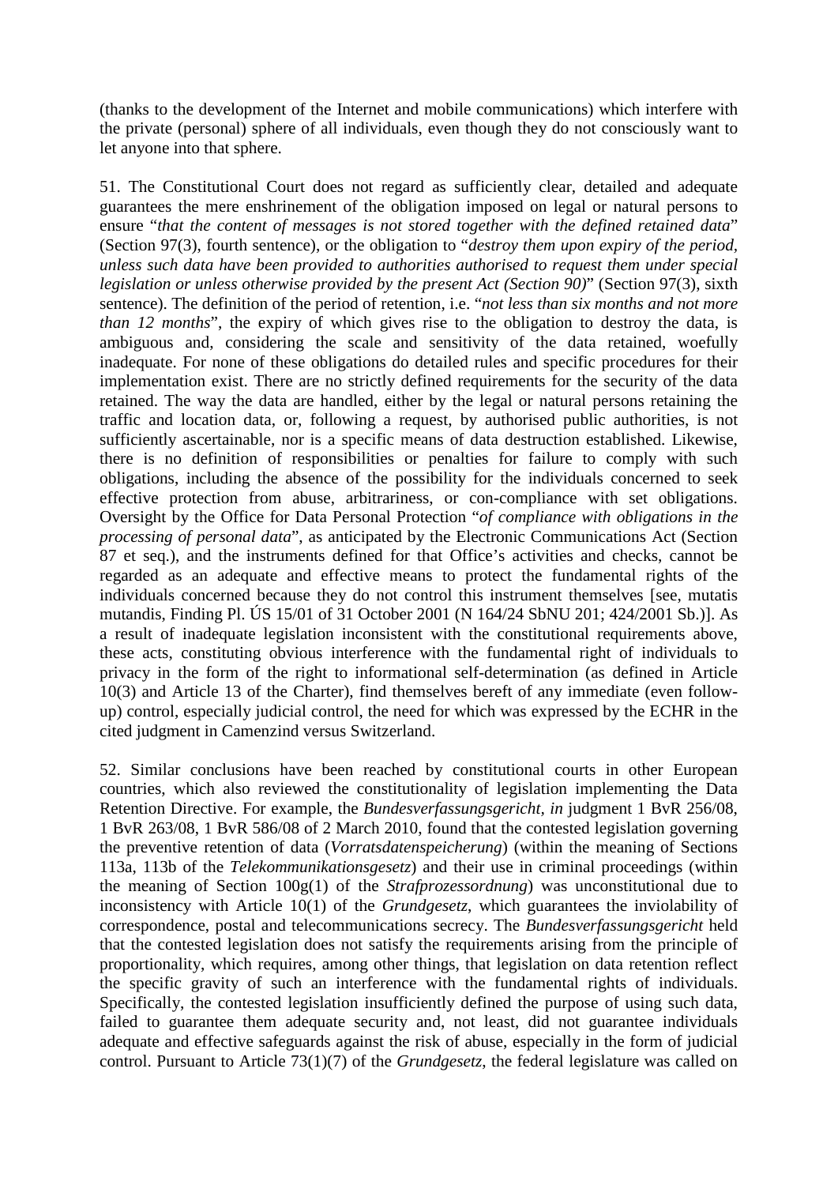(thanks to the development of the Internet and mobile communications) which interfere with the private (personal) sphere of all individuals, even though they do not consciously want to let anyone into that sphere.

51. The Constitutional Court does not regard as sufficiently clear, detailed and adequate guarantees the mere enshrinement of the obligation imposed on legal or natural persons to ensure "*that the content of messages is not stored together with the defined retained data*" (Section 97(3), fourth sentence), or the obligation to "*destroy them upon expiry of the period, unless such data have been provided to authorities authorised to request them under special legislation or unless otherwise provided by the present Act (Section 90)*" (Section 97(3), sixth sentence). The definition of the period of retention, i.e. "*not less than six months and not more than 12 months*", the expiry of which gives rise to the obligation to destroy the data, is ambiguous and, considering the scale and sensitivity of the data retained, woefully inadequate. For none of these obligations do detailed rules and specific procedures for their implementation exist. There are no strictly defined requirements for the security of the data retained. The way the data are handled, either by the legal or natural persons retaining the traffic and location data, or, following a request, by authorised public authorities, is not sufficiently ascertainable, nor is a specific means of data destruction established. Likewise, there is no definition of responsibilities or penalties for failure to comply with such obligations, including the absence of the possibility for the individuals concerned to seek effective protection from abuse, arbitrariness, or con-compliance with set obligations. Oversight by the Office for Data Personal Protection "*of compliance with obligations in the processing of personal data*", as anticipated by the Electronic Communications Act (Section 87 et seq.), and the instruments defined for that Office's activities and checks, cannot be regarded as an adequate and effective means to protect the fundamental rights of the individuals concerned because they do not control this instrument themselves [see, mutatis mutandis, Finding Pl. ÚS 15/01 of 31 October 2001 (N 164/24 SbNU 201; 424/2001 Sb.)]. As a result of inadequate legislation inconsistent with the constitutional requirements above, these acts, constituting obvious interference with the fundamental right of individuals to privacy in the form of the right to informational self-determination (as defined in Article 10(3) and Article 13 of the Charter), find themselves bereft of any immediate (even follow-up) control, especially judicial control, the need for which was expressed by the ECHR in the cited judgment in Camenzind versus Switzerland.

52. Similar conclusions have been reached by constitutional courts in other European countries, which also reviewed the constitutionality of legislation implementing the Data Retention Directive. For example, the *Bundesverfassungsgericht, in* judgment 1 BvR 256/08, 1 BvR 263/08, 1 BvR 586/08 of 2 March 2010, found that the contested legislation governing the preventive retention of data (*Vorratsdatenspeicherung*) (within the meaning of Sections 113a, 113b of the *Telekommunikationsgesetz*) and their use in criminal proceedings (within the meaning of Section 100g(1) of the *Strafprozessordnung*) was unconstitutional due to inconsistency with Article 10(1) of the *Grundgesetz*, which guarantees the inviolability of correspondence, postal and telecommunications secrecy. The *Bundesverfassungsgericht* held that the contested legislation does not satisfy the requirements arising from the principle of proportionality, which requires, among other things, that legislation on data retention reflect the specific gravity of such an interference with the fundamental rights of individuals. Specifically, the contested legislation insufficiently defined the purpose of using such data, failed to guarantee them adequate security and, not least, did not guarantee individuals adequate and effective safeguards against the risk of abuse, especially in the form of judicial control. Pursuant to Article 73(1)(7) of the *Grundgesetz*, the federal legislature was called on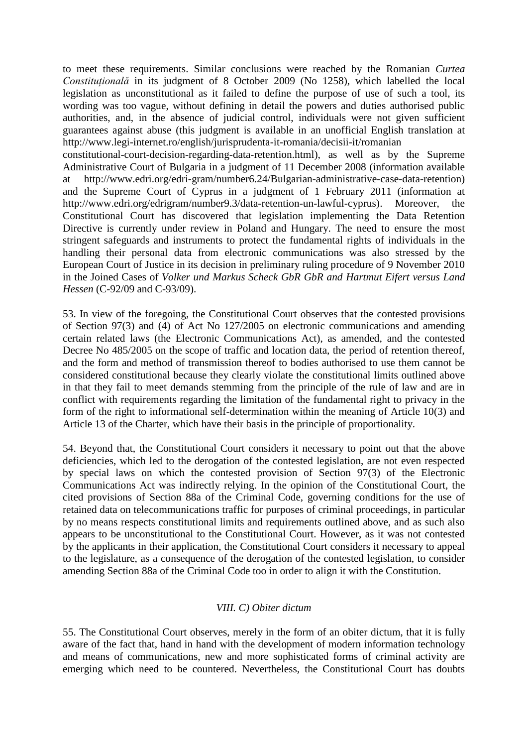to meet these requirements. Similar conclusions were reached by the Romanian *Curtea Constituțională* in its judgment of 8 October 2009 (No 1258), which labelled the local legislation as unconstitutional as it failed to define the purpose of use of such a tool, its wording was too vague, without defining in detail the powers and duties authorised public authorities, and, in the absence of judicial control, individuals were not given sufficient guarantees against abuse (this judgment is available in an unofficial English translation at http://www.legi-internet.ro/english/jurisprudenta-it-romania/decisii-it/romanian constitutional-court-decision-regarding-data-retention.html), as well as by the Supreme Administrative Court of Bulgaria in a judgment of 11 December 2008 (information available at http://www.edri.org/edri-gram/number6.24/Bulgarian-administrative-case-data-retention) and the Supreme Court of Cyprus in a judgment of 1 February 2011 (information at http://www.edri.org/edrigram/number9.3/data-retention-un-lawful-cyprus). Moreover, the Constitutional Court has discovered that legislation implementing the Data Retention Directive is currently under review in Poland and Hungary. The need to ensure the most stringent safeguards and instruments to protect the fundamental rights of individuals in the handling their personal data from electronic communications was also stressed by the European Court of Justice in its decision in preliminary ruling procedure of 9 November 2010 in the Joined Cases of *Volker und Markus Scheck GbR GbR and Hartmut Eifert versus Land Hessen* (C-92/09 and C-93/09).

53. In view of the foregoing, the Constitutional Court observes that the contested provisions of Section 97(3) and (4) of Act No 127/2005 on electronic communications and amending certain related laws (the Electronic Communications Act), as amended, and the contested Decree No 485/2005 on the scope of traffic and location data, the period of retention thereof, and the form and method of transmission thereof to bodies authorised to use them cannot be considered constitutional because they clearly violate the constitutional limits outlined above in that they fail to meet demands stemming from the principle of the rule of law and are in conflict with requirements regarding the limitation of the fundamental right to privacy in the form of the right to informational self-determination within the meaning of Article 10(3) and Article 13 of the Charter, which have their basis in the principle of proportionality.

54. Beyond that, the Constitutional Court considers it necessary to point out that the above deficiencies, which led to the derogation of the contested legislation, are not even respected by special laws on which the contested provision of Section 97(3) of the Electronic Communications Act was indirectly relying. In the opinion of the Constitutional Court, the cited provisions of Section 88a of the Criminal Code, governing conditions for the use of retained data on telecommunications traffic for purposes of criminal proceedings, in particular by no means respects constitutional limits and requirements outlined above, and as such also appears to be unconstitutional to the Constitutional Court. However, as it was not contested by the applicants in their application, the Constitutional Court considers it necessary to appeal to the legislature, as a consequence of the derogation of the contested legislation, to consider amending Section 88a of the Criminal Code too in order to align it with the Constitution.

### *VIII. C) Obiter dictum*

55. The Constitutional Court observes, merely in the form of an obiter dictum, that it is fully aware of the fact that, hand in hand with the development of modern information technology and means of communications, new and more sophisticated forms of criminal activity are emerging which need to be countered. Nevertheless, the Constitutional Court has doubts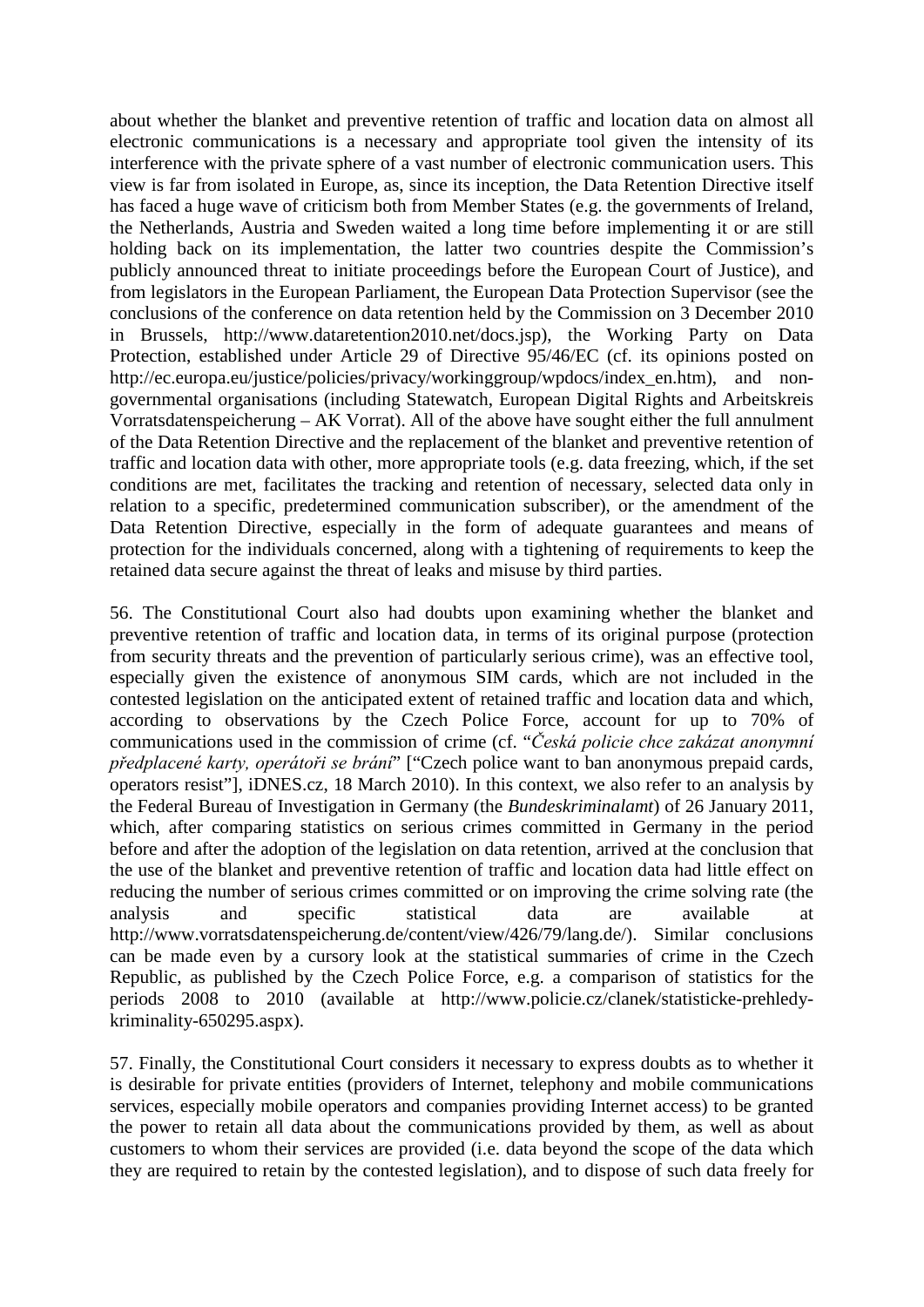about whether the blanket and preventive retention of traffic and location data on almost all electronic communications is a necessary and appropriate tool given the intensity of its interference with the private sphere of a vast number of electronic communication users. This view is far from isolated in Europe, as, since its inception, the Data Retention Directive itself has faced a huge wave of criticism both from Member States (e.g. the governments of Ireland, the Netherlands, Austria and Sweden waited a long time before implementing it or are still holding back on its implementation, the latter two countries despite the Commission's publicly announced threat to initiate proceedings before the European Court of Justice), and from legislators in the European Parliament, the European Data Protection Supervisor (see the conclusions of the conference on data retention held by the Commission on 3 December 2010 in Brussels, http://www.dataretention2010.net/docs.jsp), the Working Party on Data Protection, established under Article 29 of Directive 95/46/EC (cf. its opinions posted on http://ec.europa.eu/justice/policies/privacy/workinggroup/wpdocs/index_en.htm), and non-governmental organisations (including Statewatch, European Digital Rights and Arbeitskreis Vorratsdatenspeicherung – AK Vorrat). All of the above have sought either the full annulment of the Data Retention Directive and the replacement of the blanket and preventive retention of traffic and location data with other, more appropriate tools (e.g. data freezing, which, if the set conditions are met, facilitates the tracking and retention of necessary, selected data only in relation to a specific, predetermined communication subscriber), or the amendment of the Data Retention Directive, especially in the form of adequate guarantees and means of protection for the individuals concerned, along with a tightening of requirements to keep the retained data secure against the threat of leaks and misuse by third parties.

56. The Constitutional Court also had doubts upon examining whether the blanket and preventive retention of traffic and location data, in terms of its original purpose (protection from security threats and the prevention of particularly serious crime), was an effective tool, especially given the existence of anonymous SIM cards, which are not included in the contested legislation on the anticipated extent of retained traffic and location data and which, according to observations by the Czech Police Force, account for up to 70% of communications used in the commission of crime (cf. "*Česká policie chce zakázat anonymní předplacené karty, operátoři se brání*" ["Czech police want to ban anonymous prepaid cards, operators resist"], iDNES.cz, 18 March 2010). In this context, we also refer to an analysis by the Federal Bureau of Investigation in Germany (the *Bundeskriminalamt*) of 26 January 2011, which, after comparing statistics on serious crimes committed in Germany in the period before and after the adoption of the legislation on data retention, arrived at the conclusion that the use of the blanket and preventive retention of traffic and location data had little effect on reducing the number of serious crimes committed or on improving the crime solving rate (the analysis and specific statistical data are available at http://www.vorratsdatenspeicherung.de/content/view/426/79/lang.de/). Similar conclusions can be made even by a cursory look at the statistical summaries of crime in the Czech Republic, as published by the Czech Police Force, e.g. a comparison of statistics for the periods 2008 to 2010 (available at http://www.policie.cz/clanek/statisticke-prehledy-kriminality-650295.aspx).

57. Finally, the Constitutional Court considers it necessary to express doubts as to whether it is desirable for private entities (providers of Internet, telephony and mobile communications services, especially mobile operators and companies providing Internet access) to be granted the power to retain all data about the communications provided by them, as well as about customers to whom their services are provided (i.e. data beyond the scope of the data which they are required to retain by the contested legislation), and to dispose of such data freely for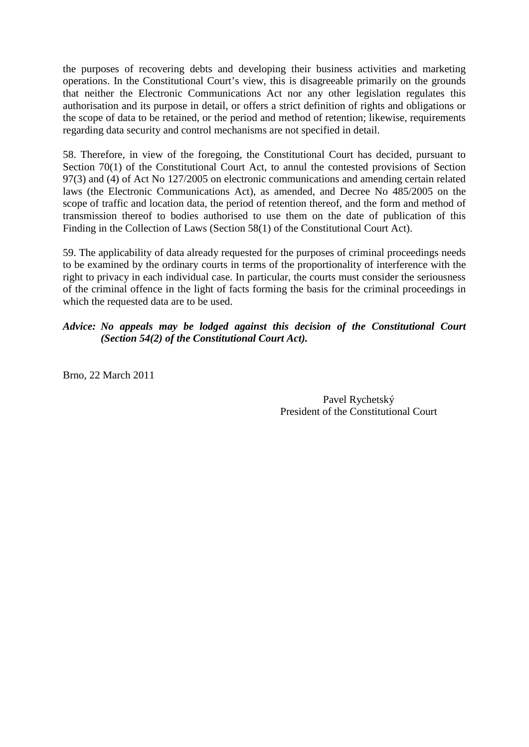the purposes of recovering debts and developing their business activities and marketing operations. In the Constitutional Court's view, this is disagreeable primarily on the grounds that neither the Electronic Communications Act nor any other legislation regulates this authorisation and its purpose in detail, or offers a strict definition of rights and obligations or the scope of data to be retained, or the period and method of retention; likewise, requirements regarding data security and control mechanisms are not specified in detail.

58. Therefore, in view of the foregoing, the Constitutional Court has decided, pursuant to Section 70(1) of the Constitutional Court Act, to annul the contested provisions of Section 97(3) and (4) of Act No 127/2005 on electronic communications and amending certain related laws (the Electronic Communications Act), as amended, and Decree No 485/2005 on the scope of traffic and location data, the period of retention thereof, and the form and method of transmission thereof to bodies authorised to use them on the date of publication of this Finding in the Collection of Laws (Section 58(1) of the Constitutional Court Act).

59. The applicability of data already requested for the purposes of criminal proceedings needs to be examined by the ordinary courts in terms of the proportionality of interference with the right to privacy in each individual case. In particular, the courts must consider the seriousness of the criminal offence in the light of facts forming the basis for the criminal proceedings in which the requested data are to be used.

***Advice: No appeals may be lodged against this decision of the Constitutional Court (Section 54(2) of the Constitutional Court Act).***

Brno, 22 March 2011

Pavel Rychetský
President of the Constitutional Court